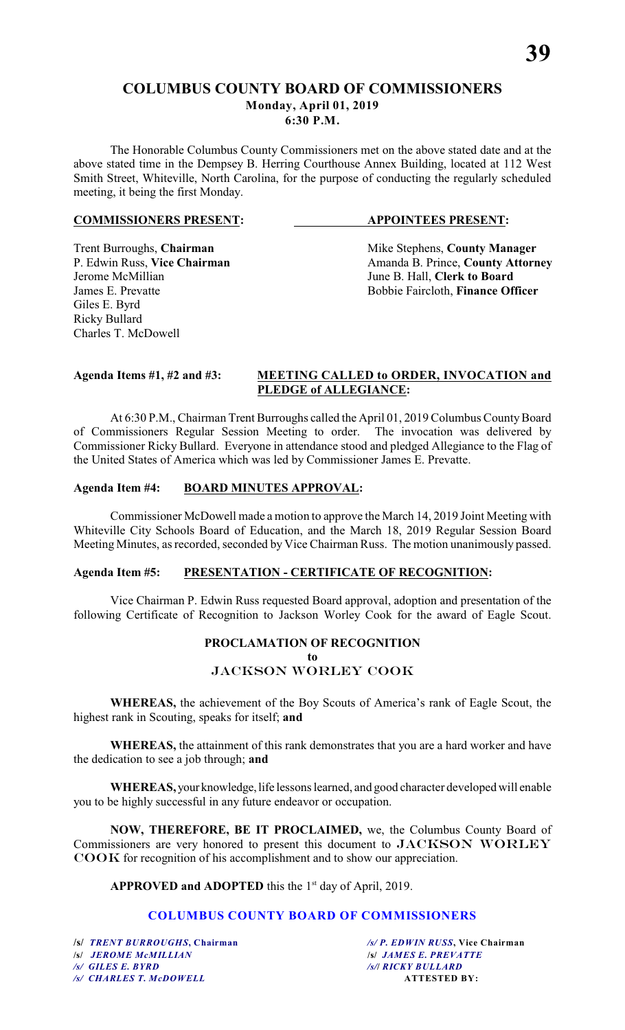# COLUMBUS COUNTY BOARD OF COMMISSIONERS

**Monday, April 01, 2019**
**6:30 P.M.**

The Honorable Columbus County Commissioners met on the above stated date and at the above stated time in the Dempsey B. Herring Courthouse Annex Building, located at 112 West Smith Street, Whiteville, North Carolina, for the purpose of conducting the regularly scheduled meeting, it being the first Monday.

| **COMMISSIONERS PRESENT:** | **APPOINTEES PRESENT:** |
|---|---|
| Trent Burroughs, **Chairman** | Mike Stephens, **County Manager** |
| P. Edwin Russ, **Vice Chairman** | Amanda B. Prince, **County Attorney** |
| Jerome McMillian | June B. Hall, **Clerk to Board** |
| James E. Prevatte | Bobbie Faircloth, **Finance Officer** |
| Giles E. Byrd | |
| Ricky Bullard | |
| Charles T. McDowell | |

**Agenda Items #1, #2 and #3:** **MEETING CALLED to ORDER, INVOCATION and PLEDGE of ALLEGIANCE:**

At 6:30 P.M., Chairman Trent Burroughs called the April 01, 2019 Columbus County Board of Commissioners Regular Session Meeting to order. The invocation was delivered by Commissioner Ricky Bullard. Everyone in attendance stood and pledged Allegiance to the Flag of the United States of America which was led by Commissioner James E. Prevatte.

**Agenda Item #4:** **BOARD MINUTES APPROVAL:**

Commissioner McDowell made a motion to approve the March 14, 2019 Joint Meeting with Whiteville City Schools Board of Education, and the March 18, 2019 Regular Session Board Meeting Minutes, as recorded, seconded by Vice Chairman Russ. The motion unanimously passed.

**Agenda Item #5:** **PRESENTATION - CERTIFICATE OF RECOGNITION:**

Vice Chairman P. Edwin Russ requested Board approval, adoption and presentation of the following Certificate of Recognition to Jackson Worley Cook for the award of Eagle Scout.

**PROCLAMATION OF RECOGNITION**
**to**
**JACKSON WORLEY COOK**

**WHEREAS,** the achievement of the Boy Scouts of America's rank of Eagle Scout, the highest rank in Scouting, speaks for itself; **and**

**WHEREAS,** the attainment of this rank demonstrates that you are a hard worker and have the dedication to see a job through; **and**

**WHEREAS,** your knowledge, life lessons learned, and good character developed will enable you to be highly successful in any future endeavor or occupation.

**NOW, THEREFORE, BE IT PROCLAIMED,** we, the Columbus County Board of Commissioners are very honored to present this document to **JACKSON WORLEY COOK** for recognition of his accomplishment and to show our appreciation.

**APPROVED and ADOPTED** this the 1st day of April, 2019.

**COLUMBUS COUNTY BOARD OF COMMISSIONERS**

| | |
|---|---|
| /s/ *TRENT BURROUGHS*, **Chairman** | /s/ *P. EDWIN RUSS*, **Vice Chairman** |
| /s/ *JEROME McMILLIAN* | /s/ *JAMES E. PREVATTE* |
| /s/ *GILES E. BYRD* | /s/ *RICKY BULLARD* |
| /s/ *CHARLES T. McDOWELL* | **ATTESTED BY:** |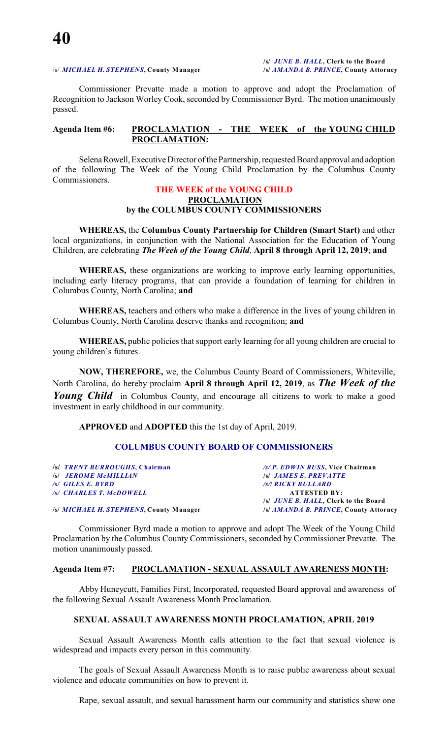/s/ *JUNE B. HALL*, **Clerk to the Board**
/s/ *MICHAEL H. STEPHENS*, **County Manager** /s/ *AMANDA B. PRINCE*, **County Attorney**

Commissioner Prevatte made a motion to approve and adopt the Proclamation of Recognition to Jackson Worley Cook, seconded by Commissioner Byrd. The motion unanimously passed.

**Agenda Item #6: PROCLAMATION - THE WEEK of the YOUNG CHILD PROCLAMATION:**

Selena Rowell, Executive Director of the Partnership, requested Board approval and adoption of the following The Week of the Young Child Proclamation by the Columbus County Commissioners.

**THE WEEK of the YOUNG CHILD**
**PROCLAMATION**
**by the COLUMBUS COUNTY COMMISSIONERS**

**WHEREAS,** the **Columbus County Partnership for Children (Smart Start)** and other local organizations, in conjunction with the National Association for the Education of Young Children, are celebrating ***The Week of the Young Child***, **April 8 through April 12, 2019**; **and**

**WHEREAS,** these organizations are working to improve early learning opportunities, including early literacy programs, that can provide a foundation of learning for children in Columbus County, North Carolina; **and**

**WHEREAS,** teachers and others who make a difference in the lives of young children in Columbus County, North Carolina deserve thanks and recognition; **and**

**WHEREAS,** public policies that support early learning for all young children are crucial to young children's futures.

**NOW, THEREFORE,** we, the Columbus County Board of Commissioners, Whiteville, North Carolina, do hereby proclaim **April 8 through April 12, 2019**, as ***The Week of the Young Child*** in Columbus County, and encourage all citizens to work to make a good investment in early childhood in our community.

**APPROVED** and **ADOPTED** this the 1st day of April, 2019.

**COLUMBUS COUNTY BOARD OF COMMISSIONERS**

/s/ *TRENT BURROUGHS*, **Chairman** /s/ *P. EDWIN RUSS*, **Vice Chairman**
/s/ *JEROME McMILLIAN* /s/ *JAMES E. PREVATTE*
/s/ *GILES E. BYRD* /s/ *RICKY BULLARD*
/s/ *CHARLES T. McDOWELL* **ATTESTED BY:**
/s/ *JUNE B. HALL*, **Clerk to the Board**
/s/ *MICHAEL H. STEPHENS*, **County Manager** /s/ *AMANDA B. PRINCE*, **County Attorney**

Commissioner Byrd made a motion to approve and adopt The Week of the Young Child Proclamation by the Columbus County Commissioners, seconded by Commissioner Prevatte. The motion unanimously passed.

**Agenda Item #7: PROCLAMATION - SEXUAL ASSAULT AWARENESS MONTH:**

Abby Huneycutt, Families First, Incorporated, requested Board approval and awareness of the following Sexual Assault Awareness Month Proclamation.

**SEXUAL ASSAULT AWARENESS MONTH PROCLAMATION, APRIL 2019**

Sexual Assault Awareness Month calls attention to the fact that sexual violence is widespread and impacts every person in this community.

The goals of Sexual Assault Awareness Month is to raise public awareness about sexual violence and educate communities on how to prevent it.

Rape, sexual assault, and sexual harassment harm our community and statistics show one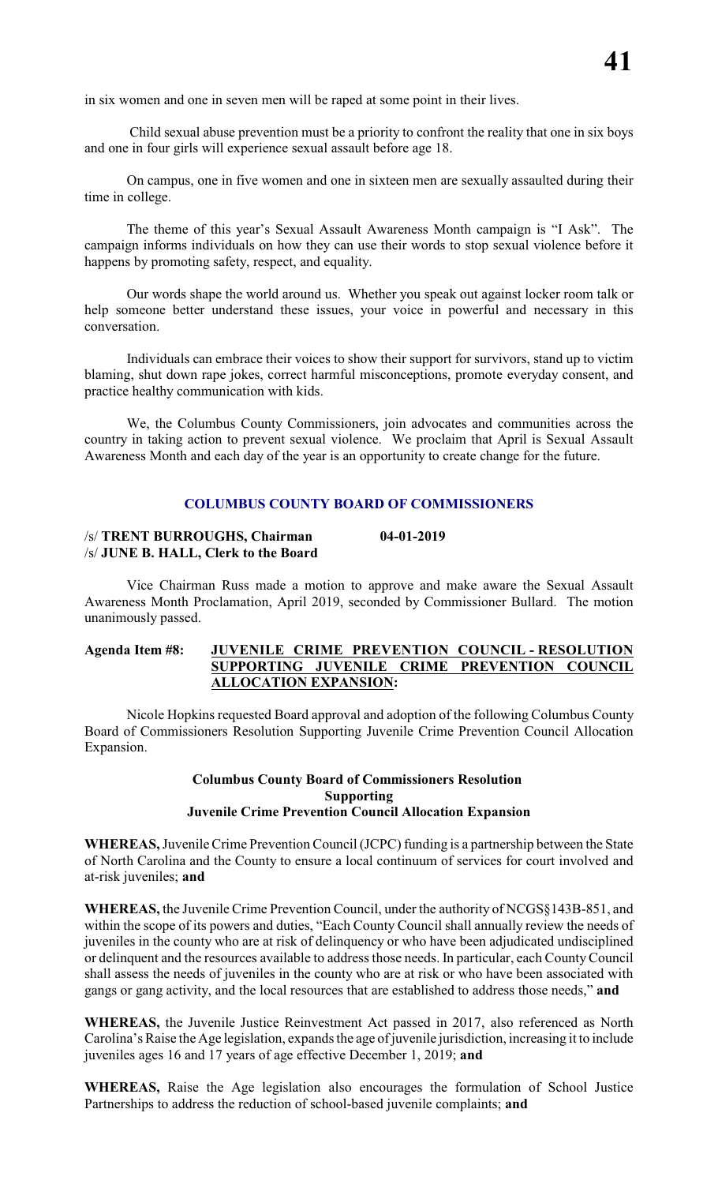in six women and one in seven men will be raped at some point in their lives.

Child sexual abuse prevention must be a priority to confront the reality that one in six boys and one in four girls will experience sexual assault before age 18.

On campus, one in five women and one in sixteen men are sexually assaulted during their time in college.

The theme of this year's Sexual Assault Awareness Month campaign is "I Ask". The campaign informs individuals on how they can use their words to stop sexual violence before it happens by promoting safety, respect, and equality.

Our words shape the world around us. Whether you speak out against locker room talk or help someone better understand these issues, your voice in powerful and necessary in this conversation.

Individuals can embrace their voices to show their support for survivors, stand up to victim blaming, shut down rape jokes, correct harmful misconceptions, promote everyday consent, and practice healthy communication with kids.

We, the Columbus County Commissioners, join advocates and communities across the country in taking action to prevent sexual violence. We proclaim that April is Sexual Assault Awareness Month and each day of the year is an opportunity to create change for the future.

**COLUMBUS COUNTY BOARD OF COMMISSIONERS**

/s/ **TRENT BURROUGHS, Chairman** **04-01-2019**
/s/ **JUNE B. HALL, Clerk to the Board**

Vice Chairman Russ made a motion to approve and make aware the Sexual Assault Awareness Month Proclamation, April 2019, seconded by Commissioner Bullard. The motion unanimously passed.

**Agenda Item #8: JUVENILE CRIME PREVENTION COUNCIL - RESOLUTION SUPPORTING JUVENILE CRIME PREVENTION COUNCIL ALLOCATION EXPANSION:**

Nicole Hopkins requested Board approval and adoption of the following Columbus County Board of Commissioners Resolution Supporting Juvenile Crime Prevention Council Allocation Expansion.

**Columbus County Board of Commissioners Resolution**
**Supporting**
**Juvenile Crime Prevention Council Allocation Expansion**

**WHEREAS,** Juvenile Crime Prevention Council (JCPC) funding is a partnership between the State of North Carolina and the County to ensure a local continuum of services for court involved and at-risk juveniles; **and**

**WHEREAS,** the Juvenile Crime Prevention Council, under the authority of NCGS§143B-851, and within the scope of its powers and duties, "Each County Council shall annually review the needs of juveniles in the county who are at risk of delinquency or who have been adjudicated undisciplined or delinquent and the resources available to address those needs. In particular, each County Council shall assess the needs of juveniles in the county who are at risk or who have been associated with gangs or gang activity, and the local resources that are established to address those needs," **and**

**WHEREAS,** the Juvenile Justice Reinvestment Act passed in 2017, also referenced as North Carolina's Raise the Age legislation, expands the age of juvenile jurisdiction, increasing it to include juveniles ages 16 and 17 years of age effective December 1, 2019; **and**

**WHEREAS,** Raise the Age legislation also encourages the formulation of School Justice Partnerships to address the reduction of school-based juvenile complaints; **and**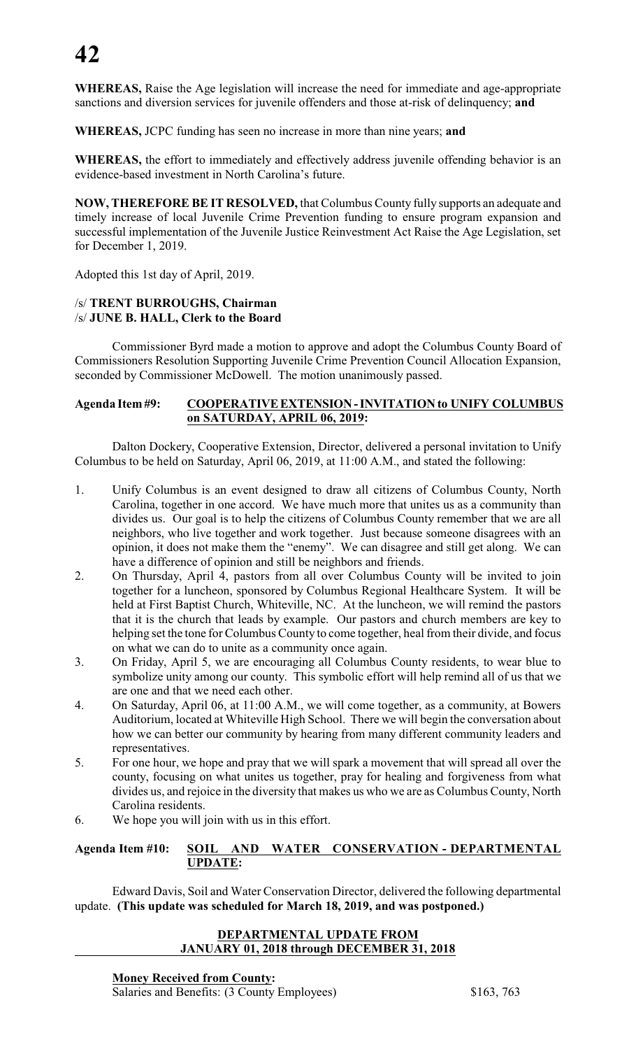**WHEREAS,** Raise the Age legislation will increase the need for immediate and age-appropriate sanctions and diversion services for juvenile offenders and those at-risk of delinquency; **and**

**WHEREAS,** JCPC funding has seen no increase in more than nine years; **and**

**WHEREAS,** the effort to immediately and effectively address juvenile offending behavior is an evidence-based investment in North Carolina's future.

**NOW, THEREFORE BE IT RESOLVED,** that Columbus County fully supports an adequate and timely increase of local Juvenile Crime Prevention funding to ensure program expansion and successful implementation of the Juvenile Justice Reinvestment Act Raise the Age Legislation, set for December 1, 2019.

Adopted this 1st day of April, 2019.

/s/ **TRENT BURROUGHS, Chairman**
/s/ **JUNE B. HALL, Clerk to the Board**

Commissioner Byrd made a motion to approve and adopt the Columbus County Board of Commissioners Resolution Supporting Juvenile Crime Prevention Council Allocation Expansion, seconded by Commissioner McDowell. The motion unanimously passed.

**Agenda Item #9: COOPERATIVE EXTENSION - INVITATION to UNIFY COLUMBUS on SATURDAY, APRIL 06, 2019:**

Dalton Dockery, Cooperative Extension, Director, delivered a personal invitation to Unify Columbus to be held on Saturday, April 06, 2019, at 11:00 A.M., and stated the following:

1. Unify Columbus is an event designed to draw all citizens of Columbus County, North Carolina, together in one accord. We have much more that unites us as a community than divides us. Our goal is to help the citizens of Columbus County remember that we are all neighbors, who live together and work together. Just because someone disagrees with an opinion, it does not make them the "enemy". We can disagree and still get along. We can have a difference of opinion and still be neighbors and friends.
2. On Thursday, April 4, pastors from all over Columbus County will be invited to join together for a luncheon, sponsored by Columbus Regional Healthcare System. It will be held at First Baptist Church, Whiteville, NC. At the luncheon, we will remind the pastors that it is the church that leads by example. Our pastors and church members are key to helping set the tone for Columbus County to come together, heal from their divide, and focus on what we can do to unite as a community once again.
3. On Friday, April 5, we are encouraging all Columbus County residents, to wear blue to symbolize unity among our county. This symbolic effort will help remind all of us that we are one and that we need each other.
4. On Saturday, April 06, at 11:00 A.M., we will come together, as a community, at Bowers Auditorium, located at Whiteville High School. There we will begin the conversation about how we can better our community by hearing from many different community leaders and representatives.
5. For one hour, we hope and pray that we will spark a movement that will spread all over the county, focusing on what unites us together, pray for healing and forgiveness from what divides us, and rejoice in the diversity that makes us who we are as Columbus County, North Carolina residents.
6. We hope you will join with us in this effort.

**Agenda Item #10: SOIL AND WATER CONSERVATION - DEPARTMENTAL UPDATE:**

Edward Davis, Soil and Water Conservation Director, delivered the following departmental update. **(This update was scheduled for March 18, 2019, and was postponed.)**

**DEPARTMENTAL UPDATE FROM JANUARY 01, 2018 through DECEMBER 31, 2018**

**Money Received from County:**

Salaries and Benefits: (3 County Employees) $163, 763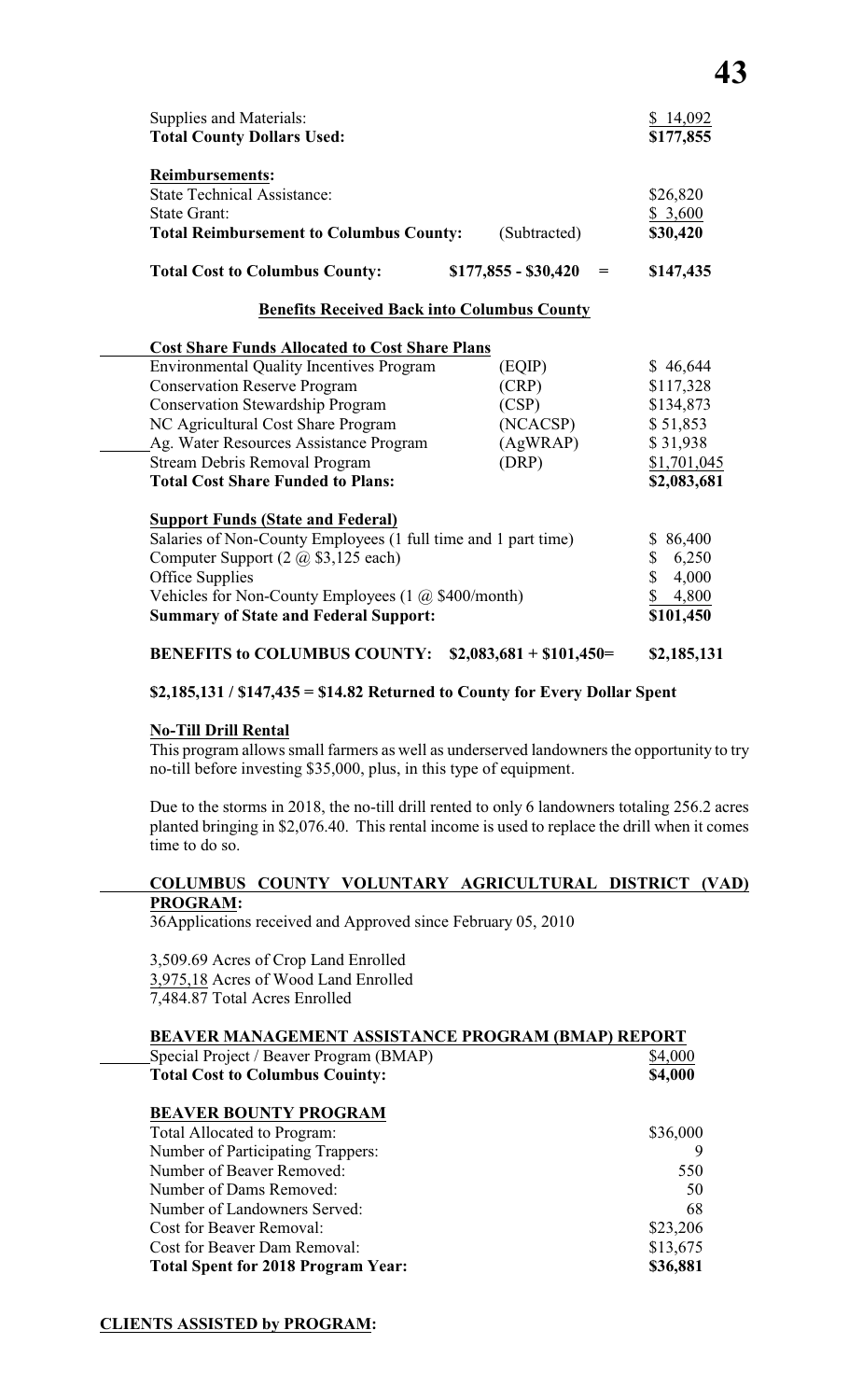| | | |
|---|---|---|
| Supplies and Materials: | | $ 14,092 |
| **Total County Dollars Used:** | | **$177,855** |

**Reimbursements:**

| | | |
|---|---|---|
| State Technical Assistance: | | $26,820 |
| State Grant: | | $ 3,600 |
| **Total Reimbursement to Columbus County:** | (Subtracted) | **$30,420** |
| **Total Cost to Columbus County:** | **$177,855 - $30,420 =** | **$147,435** |

**Benefits Received Back into Columbus County**

| **Cost Share Funds Allocated to Cost Share Plans** | | |
|---|---|---|
| Environmental Quality Incentives Program | (EQIP) | $ 46,644 |
| Conservation Reserve Program | (CRP) | $117,328 |
| Conservation Stewardship Program | (CSP) | $134,873 |
| NC Agricultural Cost Share Program | (NCACSP) | $ 51,853 |
| Ag. Water Resources Assistance Program | (AgWRAP) | $ 31,938 |
| Stream Debris Removal Program | (DRP) | $1,701,045 |
| **Total Cost Share Funded to Plans:** | | **$2,083,681** |

| **Support Funds (State and Federal)** | |
|---|---|
| Salaries of Non-County Employees (1 full time and 1 part time) | $ 86,400 |
| Computer Support (2 @ $3,125 each) | $ 6,250 |
| Office Supplies | $ 4,000 |
| Vehicles for Non-County Employees (1 @ $400/month) | $ 4,800 |
| **Summary of State and Federal Support:** | **$101,450** |

**BENEFITS to COLUMBUS COUNTY: $2,083,681 + $101,450= $2,185,131**

**$2,185,131 / $147,435 = $14.82 Returned to County for Every Dollar Spent**

**No-Till Drill Rental**

This program allows small farmers as well as underserved landowners the opportunity to try no-till before investing $35,000, plus, in this type of equipment.

Due to the storms in 2018, the no-till drill rented to only 6 landowners totaling 256.2 acres planted bringing in $2,076.40. This rental income is used to replace the drill when it comes time to do so.

**COLUMBUS COUNTY VOLUNTARY AGRICULTURAL DISTRICT (VAD) PROGRAM:**

36Applications received and Approved since February 05, 2010

3,509.69 Acres of Crop Land Enrolled
3,975,18 Acres of Wood Land Enrolled
7,484.87 Total Acres Enrolled

**BEAVER MANAGEMENT ASSISTANCE PROGRAM (BMAP) REPORT**

| | |
|---|---|
| Special Project / Beaver Program (BMAP) | $4,000 |
| **Total Cost to Columbus Couinty:** | **$4,000** |

**BEAVER BOUNTY PROGRAM**

| | |
|---|---|
| Total Allocated to Program: | $36,000 |
| Number of Participating Trappers: | 9 |
| Number of Beaver Removed: | 550 |
| Number of Dams Removed: | 50 |
| Number of Landowners Served: | 68 |
| Cost for Beaver Removal: | $23,206 |
| Cost for Beaver Dam Removal: | $13,675 |
| **Total Spent for 2018 Program Year:** | **$36,881** |

**CLIENTS ASSISTED by PROGRAM:**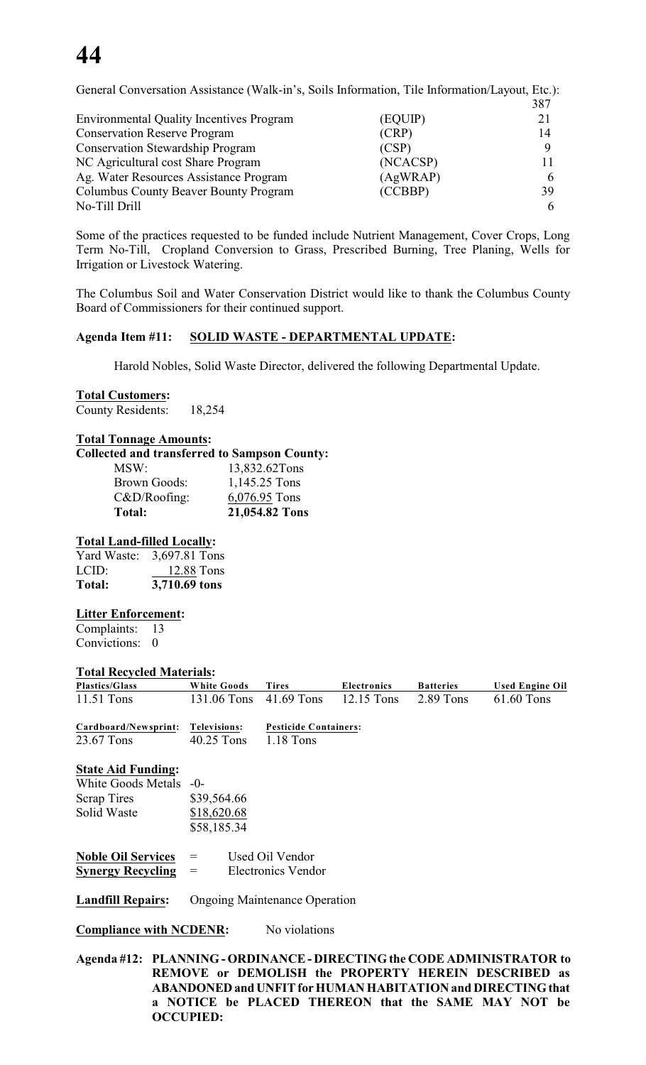General Conversation Assistance (Walk-in's, Soils Information, Tile Information/Layout, Etc.): 387

| | | |
|---|---|---|
| Environmental Quality Incentives Program | (EQUIP) | 21 |
| Conservation Reserve Program | (CRP) | 14 |
| Conservation Stewardship Program | (CSP) | 9 |
| NC Agricultural cost Share Program | (NCACSP) | 11 |
| Ag. Water Resources Assistance Program | (AgWRAP) | 6 |
| Columbus County Beaver Bounty Program | (CCBBP) | 39 |
| No-Till Drill | | 6 |

Some of the practices requested to be funded include Nutrient Management, Cover Crops, Long Term No-Till, Cropland Conversion to Grass, Prescribed Burning, Tree Planing, Wells for Irrigation or Livestock Watering.

The Columbus Soil and Water Conservation District would like to thank the Columbus County Board of Commissioners for their continued support.

**Agenda Item #11: SOLID WASTE - DEPARTMENTAL UPDATE:**

Harold Nobles, Solid Waste Director, delivered the following Departmental Update.

**Total Customers:**
County Residents: 18,254

**Total Tonnage Amounts:**

**Collected and transferred to Sampson County:**

| | |
|---|---|
| MSW: | 13,832.62Tons |
| Brown Goods: | 1,145.25 Tons |
| C&D/Roofing: | 6,076.95 Tons |
| **Total:** | **21,054.82 Tons** |

**Total Land-filled Locally:**

| | |
|---|---|
| Yard Waste: | 3,697.81 Tons |
| LCID: | 12.88 Tons |
| **Total:** | **3,710.69 tons** |

**Litter Enforcement:**
Complaints: 13
Convictions: 0

**Total Recycled Materials:**

| Plastics/Glass | White Goods | Tires | Electronics | Batteries | Used Engine Oil |
|---|---|---|---|---|---|
| 11.51 Tons | 131.06 Tons | 41.69 Tons | 12.15 Tons | 2.89 Tons | 61.60 Tons |

| Cardboard/Newsprint: | Televisions: | Pesticide Containers: |
|---|---|---|
| 23.67 Tons | 40.25 Tons | 1.18 Tons |

**State Aid Funding:**

| | |
|---|---|
| White Goods Metals | -0- |
| Scrap Tires | $39,564.66 |
| Solid Waste | $18,620.68 |
| | $58,185.34 |

**Noble Oil Services** = Used Oil Vendor
**Synergy Recycling** = Electronics Vendor

**Landfill Repairs:** Ongoing Maintenance Operation

**Compliance with NCDENR:** No violations

**Agenda #12: PLANNING - ORDINANCE - DIRECTING the CODE ADMINISTRATOR to REMOVE or DEMOLISH the PROPERTY HEREIN DESCRIBED as ABANDONED and UNFIT for HUMAN HABITATION and DIRECTING that a NOTICE be PLACED THEREON that the SAME MAY NOT be OCCUPIED:**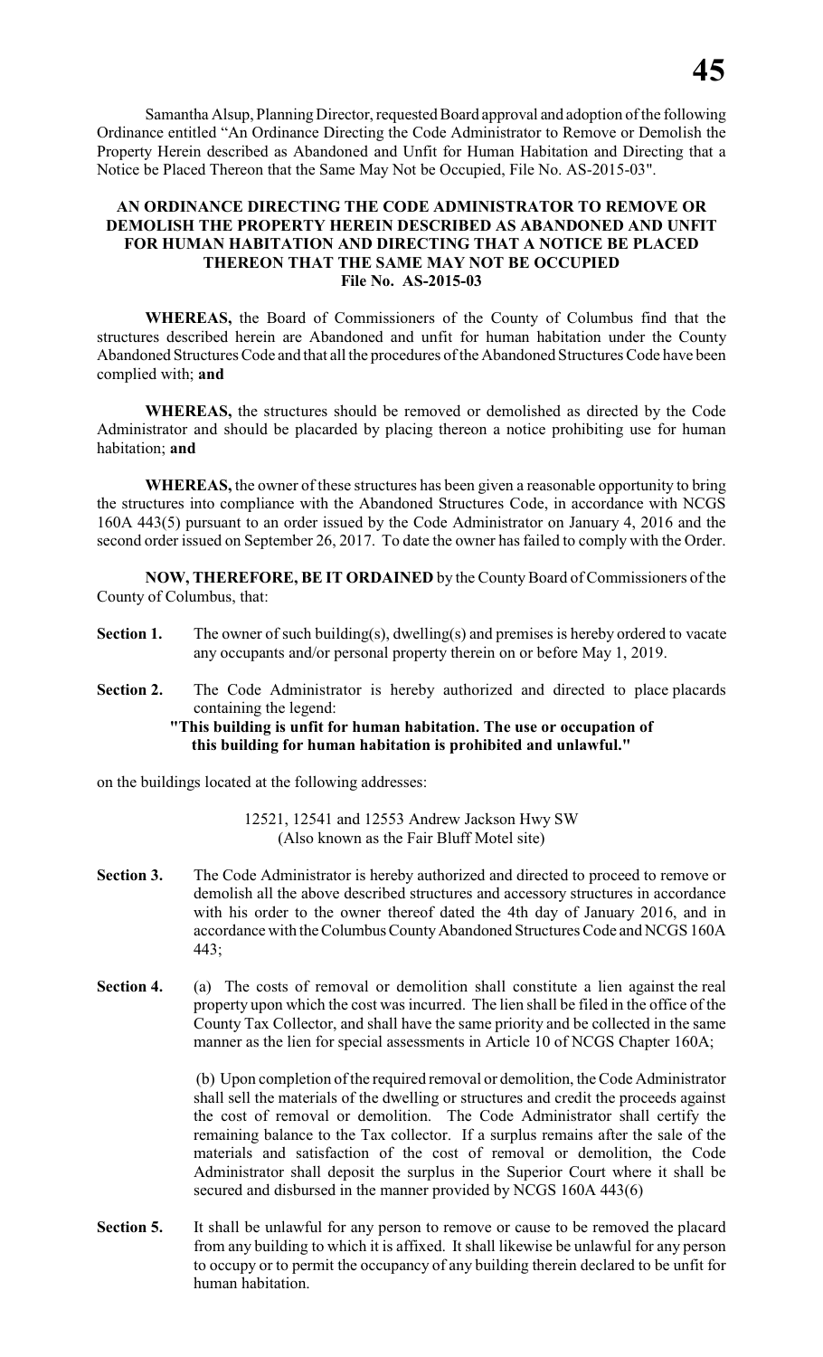Samantha Alsup, Planning Director, requested Board approval and adoption of the following Ordinance entitled "An Ordinance Directing the Code Administrator to Remove or Demolish the Property Herein described as Abandoned and Unfit for Human Habitation and Directing that a Notice be Placed Thereon that the Same May Not be Occupied, File No. AS-2015-03".

**AN ORDINANCE DIRECTING THE CODE ADMINISTRATOR TO REMOVE OR DEMOLISH THE PROPERTY HEREIN DESCRIBED AS ABANDONED AND UNFIT FOR HUMAN HABITATION AND DIRECTING THAT A NOTICE BE PLACED THEREON THAT THE SAME MAY NOT BE OCCUPIED**
**File No. AS-2015-03**

**WHEREAS,** the Board of Commissioners of the County of Columbus find that the structures described herein are Abandoned and unfit for human habitation under the County Abandoned Structures Code and that all the procedures of the Abandoned Structures Code have been complied with; **and**

**WHEREAS,** the structures should be removed or demolished as directed by the Code Administrator and should be placarded by placing thereon a notice prohibiting use for human habitation; **and**

**WHEREAS,** the owner of these structures has been given a reasonable opportunity to bring the structures into compliance with the Abandoned Structures Code, in accordance with NCGS 160A 443(5) pursuant to an order issued by the Code Administrator on January 4, 2016 and the second order issued on September 26, 2017. To date the owner has failed to comply with the Order.

**NOW, THEREFORE, BE IT ORDAINED** by the County Board of Commissioners of the County of Columbus, that:

**Section 1.** The owner of such building(s), dwelling(s) and premises is hereby ordered to vacate any occupants and/or personal property therein on or before May 1, 2019.

**Section 2.** The Code Administrator is hereby authorized and directed to place placards containing the legend:

**"This building is unfit for human habitation. The use or occupation of this building for human habitation is prohibited and unlawful."**

on the buildings located at the following addresses:

12521, 12541 and 12553 Andrew Jackson Hwy SW
(Also known as the Fair Bluff Motel site)

**Section 3.** The Code Administrator is hereby authorized and directed to proceed to remove or demolish all the above described structures and accessory structures in accordance with his order to the owner thereof dated the 4th day of January 2016, and in accordance with the Columbus County Abandoned Structures Code and NCGS 160A 443;

**Section 4.** (a) The costs of removal or demolition shall constitute a lien against the real property upon which the cost was incurred. The lien shall be filed in the office of the County Tax Collector, and shall have the same priority and be collected in the same manner as the lien for special assessments in Article 10 of NCGS Chapter 160A;

(b) Upon completion of the required removal or demolition, the Code Administrator shall sell the materials of the dwelling or structures and credit the proceeds against the cost of removal or demolition. The Code Administrator shall certify the remaining balance to the Tax collector. If a surplus remains after the sale of the materials and satisfaction of the cost of removal or demolition, the Code Administrator shall deposit the surplus in the Superior Court where it shall be secured and disbursed in the manner provided by NCGS 160A 443(6)

**Section 5.** It shall be unlawful for any person to remove or cause to be removed the placard from any building to which it is affixed. It shall likewise be unlawful for any person to occupy or to permit the occupancy of any building therein declared to be unfit for human habitation.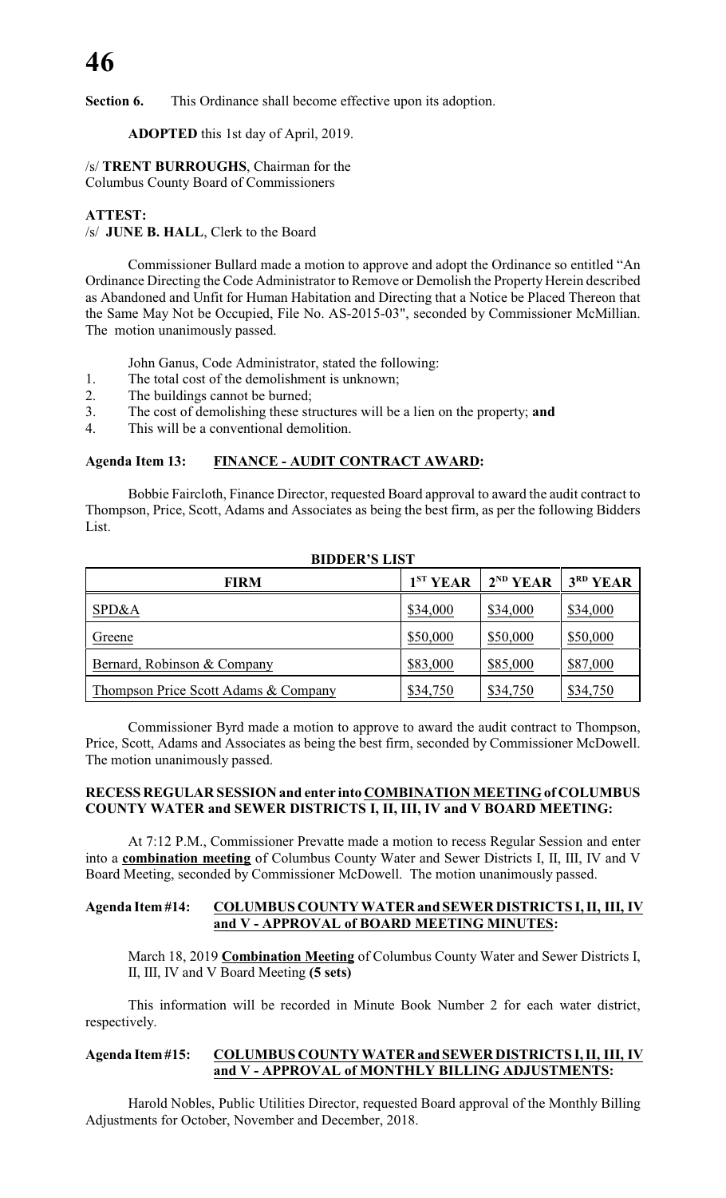**Section 6.** This Ordinance shall become effective upon its adoption.

**ADOPTED** this 1st day of April, 2019.

/s/ **TRENT BURROUGHS**, Chairman for the
Columbus County Board of Commissioners

**ATTEST:**
/s/ **JUNE B. HALL**, Clerk to the Board

Commissioner Bullard made a motion to approve and adopt the Ordinance so entitled "An Ordinance Directing the Code Administrator to Remove or Demolish the Property Herein described as Abandoned and Unfit for Human Habitation and Directing that a Notice be Placed Thereon that the Same May Not be Occupied, File No. AS-2015-03", seconded by Commissioner McMillian. The motion unanimously passed.

John Ganus, Code Administrator, stated the following:

1. The total cost of the demolishment is unknown;
2. The buildings cannot be burned;
3. The cost of demolishing these structures will be a lien on the property; **and**
4. This will be a conventional demolition.

**Agenda Item 13: FINANCE - AUDIT CONTRACT AWARD:**

Bobbie Faircloth, Finance Director, requested Board approval to award the audit contract to Thompson, Price, Scott, Adams and Associates as being the best firm, as per the following Bidders List.

**BIDDER'S LIST**

| FIRM | 1ST YEAR | 2ND YEAR | 3RD YEAR |
|---|---|---|---|
| SPD&A | $34,000 | $34,000 | $34,000 |
| Greene | $50,000 | $50,000 | $50,000 |
| Bernard, Robinson & Company | $83,000 | $85,000 | $87,000 |
| Thompson Price Scott Adams & Company | $34,750 | $34,750 | $34,750 |

Commissioner Byrd made a motion to approve to award the audit contract to Thompson, Price, Scott, Adams and Associates as being the best firm, seconded by Commissioner McDowell. The motion unanimously passed.

**RECESS REGULAR SESSION and enter into COMBINATION MEETING of COLUMBUS COUNTY WATER and SEWER DISTRICTS I, II, III, IV and V BOARD MEETING:**

At 7:12 P.M., Commissioner Prevatte made a motion to recess Regular Session and enter into a **combination meeting** of Columbus County Water and Sewer Districts I, II, III, IV and V Board Meeting, seconded by Commissioner McDowell. The motion unanimously passed.

**Agenda Item #14: COLUMBUS COUNTY WATER and SEWER DISTRICTS I, II, III, IV and V - APPROVAL of BOARD MEETING MINUTES:**

March 18, 2019 **Combination Meeting** of Columbus County Water and Sewer Districts I, II, III, IV and V Board Meeting **(5 sets)**

This information will be recorded in Minute Book Number 2 for each water district, respectively.

**Agenda Item #15: COLUMBUS COUNTY WATER and SEWER DISTRICTS I, II, III, IV and V - APPROVAL of MONTHLY BILLING ADJUSTMENTS:**

Harold Nobles, Public Utilities Director, requested Board approval of the Monthly Billing Adjustments for October, November and December, 2018.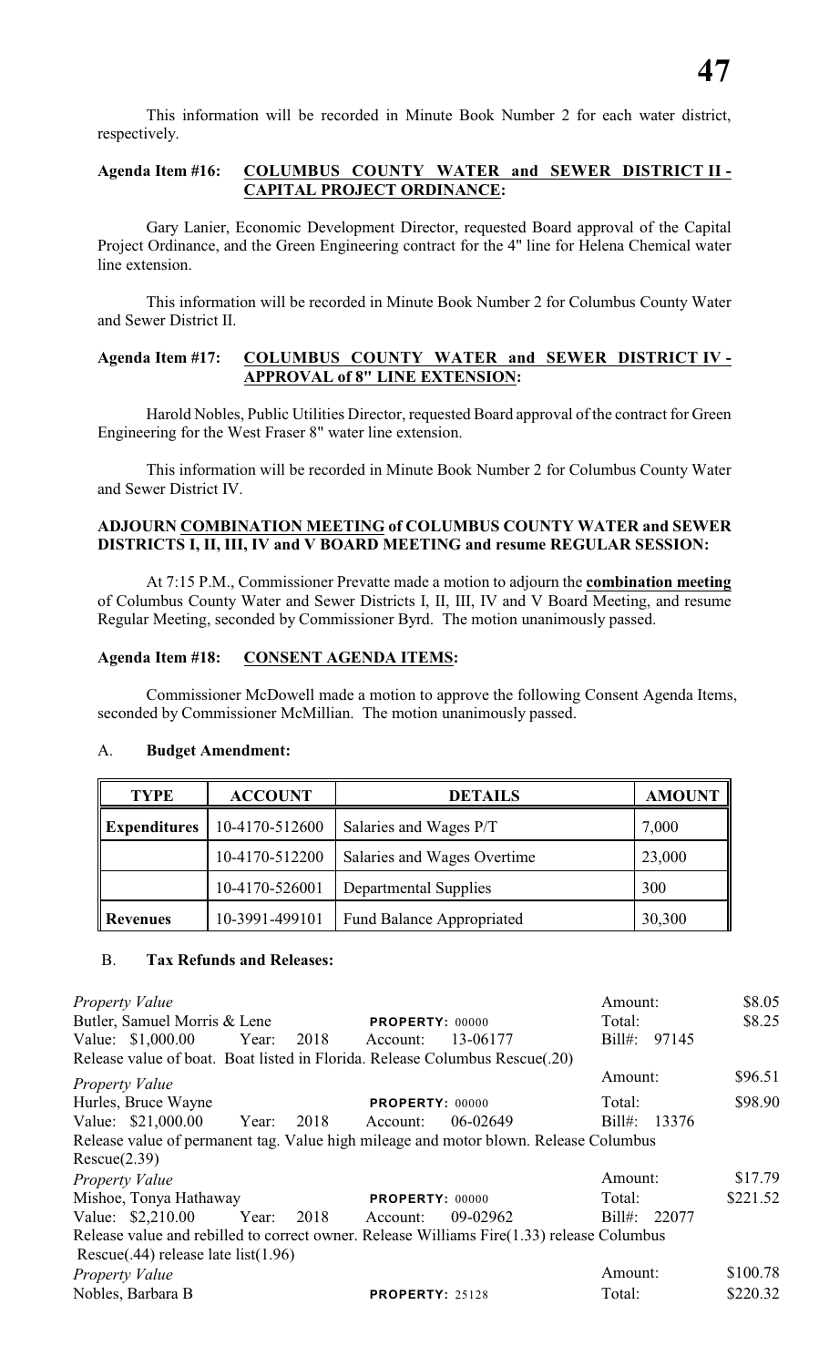This information will be recorded in Minute Book Number 2 for each water district, respectively.

**Agenda Item #16: COLUMBUS COUNTY WATER and SEWER DISTRICT II - CAPITAL PROJECT ORDINANCE:**

Gary Lanier, Economic Development Director, requested Board approval of the Capital Project Ordinance, and the Green Engineering contract for the 4" line for Helena Chemical water line extension.

This information will be recorded in Minute Book Number 2 for Columbus County Water and Sewer District II.

**Agenda Item #17: COLUMBUS COUNTY WATER and SEWER DISTRICT IV - APPROVAL of 8" LINE EXTENSION:**

Harold Nobles, Public Utilities Director, requested Board approval of the contract for Green Engineering for the West Fraser 8" water line extension.

This information will be recorded in Minute Book Number 2 for Columbus County Water and Sewer District IV.

**ADJOURN COMBINATION MEETING of COLUMBUS COUNTY WATER and SEWER DISTRICTS I, II, III, IV and V BOARD MEETING and resume REGULAR SESSION:**

At 7:15 P.M., Commissioner Prevatte made a motion to adjourn the **combination meeting** of Columbus County Water and Sewer Districts I, II, III, IV and V Board Meeting, and resume Regular Meeting, seconded by Commissioner Byrd. The motion unanimously passed.

**Agenda Item #18: CONSENT AGENDA ITEMS:**

Commissioner McDowell made a motion to approve the following Consent Agenda Items, seconded by Commissioner McMillian. The motion unanimously passed.

A. **Budget Amendment:**

| TYPE | ACCOUNT | DETAILS | AMOUNT |
|---|---|---|---|
| Expenditures | 10-4170-512600 | Salaries and Wages P/T | 7,000 |
| | 10-4170-512200 | Salaries and Wages Overtime | 23,000 |
| | 10-4170-526001 | Departmental Supplies | 300 |
| Revenues | 10-3991-499101 | Fund Balance Appropriated | 30,300 |

B. **Tax Refunds and Releases:**

*Property Value* — Amount: $8.05
Butler, Samuel Morris & Lene — PROPERTY: 00000 — Total: $8.25
Value: $1,000.00 Year: 2018 Account: 13-06177 Bill#: 97145
Release value of boat. Boat listed in Florida. Release Columbus Rescue(.20)

*Property Value* — Amount: $96.51
Hurles, Bruce Wayne — PROPERTY: 00000 — Total: $98.90
Value: $21,000.00 Year: 2018 Account: 06-02649 Bill#: 13376
Release value of permanent tag. Value high mileage and motor blown. Release Columbus Rescue(2.39)

*Property Value* — Amount: $17.79
Mishoe, Tonya Hathaway — PROPERTY: 00000 — Total: $221.52
Value: $2,210.00 Year: 2018 Account: 09-02962 Bill#: 22077
Release value and rebilled to correct owner. Release Williams Fire(1.33) release Columbus Rescue(.44) release late list(1.96)

*Property Value* — Amount: $100.78
Nobles, Barbara B — PROPERTY: 25128 — Total: $220.32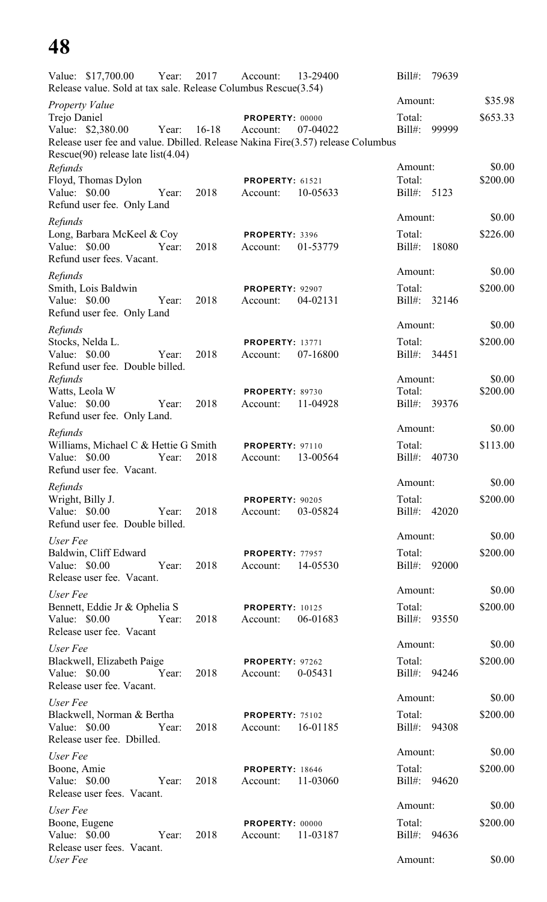Value: $17,700.00 Year: 2017 Account: 13-29400 Bill#: 79639
Release value. Sold at tax sale. Release Columbus Rescue(3.54)

Amount: $35.98

*Property Value*
Trejo Daniel **PROPERTY:** 00000 Total: $653.33
Value: $2,380.00 Year: 16-18 Account: 07-04022 Bill#: 99999
Release user fee and value. Dbilled. Release Nakina Fire(3.57) release Columbus Rescue(90) release late list(4.04)

Amount: $0.00

*Refunds*
Floyd, Thomas Dylon **PROPERTY:** 61521 Total: $200.00
Value: $0.00 Year: 2018 Account: 10-05633 Bill#: 5123
Refund user fee. Only Land

Amount: $0.00

*Refunds*
Long, Barbara McKeel & Coy **PROPERTY:** 3396 Total: $226.00
Value: $0.00 Year: 2018 Account: 01-53779 Bill#: 18080
Refund user fees. Vacant.

Amount: $0.00

*Refunds*
Smith, Lois Baldwin **PROPERTY:** 92907 Total: $200.00
Value: $0.00 Year: 2018 Account: 04-02131 Bill#: 32146
Refund user fee. Only Land

Amount: $0.00

*Refunds*
Stocks, Nelda L. **PROPERTY:** 13771 Total: $200.00
Value: $0.00 Year: 2018 Account: 07-16800 Bill#: 34451
Refund user fee. Double billed.

Amount: $0.00

*Refunds*
Watts, Leola W **PROPERTY:** 89730 Total: $200.00
Value: $0.00 Year: 2018 Account: 11-04928 Bill#: 39376
Refund user fee. Only Land.

Amount: $0.00

*Refunds*
Williams, Michael C & Hettie G Smith **PROPERTY:** 97110 Total: $113.00
Value: $0.00 Year: 2018 Account: 13-00564 Bill#: 40730
Refund user fee. Vacant.

Amount: $0.00

*Refunds*
Wright, Billy J. **PROPERTY:** 90205 Total: $200.00
Value: $0.00 Year: 2018 Account: 03-05824 Bill#: 42020
Refund user fee. Double billed.

Amount: $0.00

*User Fee*
Baldwin, Cliff Edward **PROPERTY:** 77957 Total: $200.00
Value: $0.00 Year: 2018 Account: 14-05530 Bill#: 92000
Release user fee. Vacant.

Amount: $0.00

*User Fee*
Bennett, Eddie Jr & Ophelia S **PROPERTY:** 10125 Total: $200.00
Value: $0.00 Year: 2018 Account: 06-01683 Bill#: 93550
Release user fee. Vacant

Amount: $0.00

*User Fee*
Blackwell, Elizabeth Paige **PROPERTY:** 97262 Total: $200.00
Value: $0.00 Year: 2018 Account: 0-05431 Bill#: 94246
Release user fee. Vacant.

Amount: $0.00

*User Fee*
Blackwell, Norman & Bertha **PROPERTY:** 75102 Total: $200.00
Value: $0.00 Year: 2018 Account: 16-01185 Bill#: 94308
Release user fee. Dbilled.

Amount: $0.00

*User Fee*
Boone, Amie **PROPERTY:** 18646 Total: $200.00
Value: $0.00 Year: 2018 Account: 11-03060 Bill#: 94620
Release user fees. Vacant.

Amount: $0.00

*User Fee*
Boone, Eugene **PROPERTY:** 00000 Total: $200.00
Value: $0.00 Year: 2018 Account: 11-03187 Bill#: 94636
Release user fees. Vacant.

*User Fee*

Amount: $0.00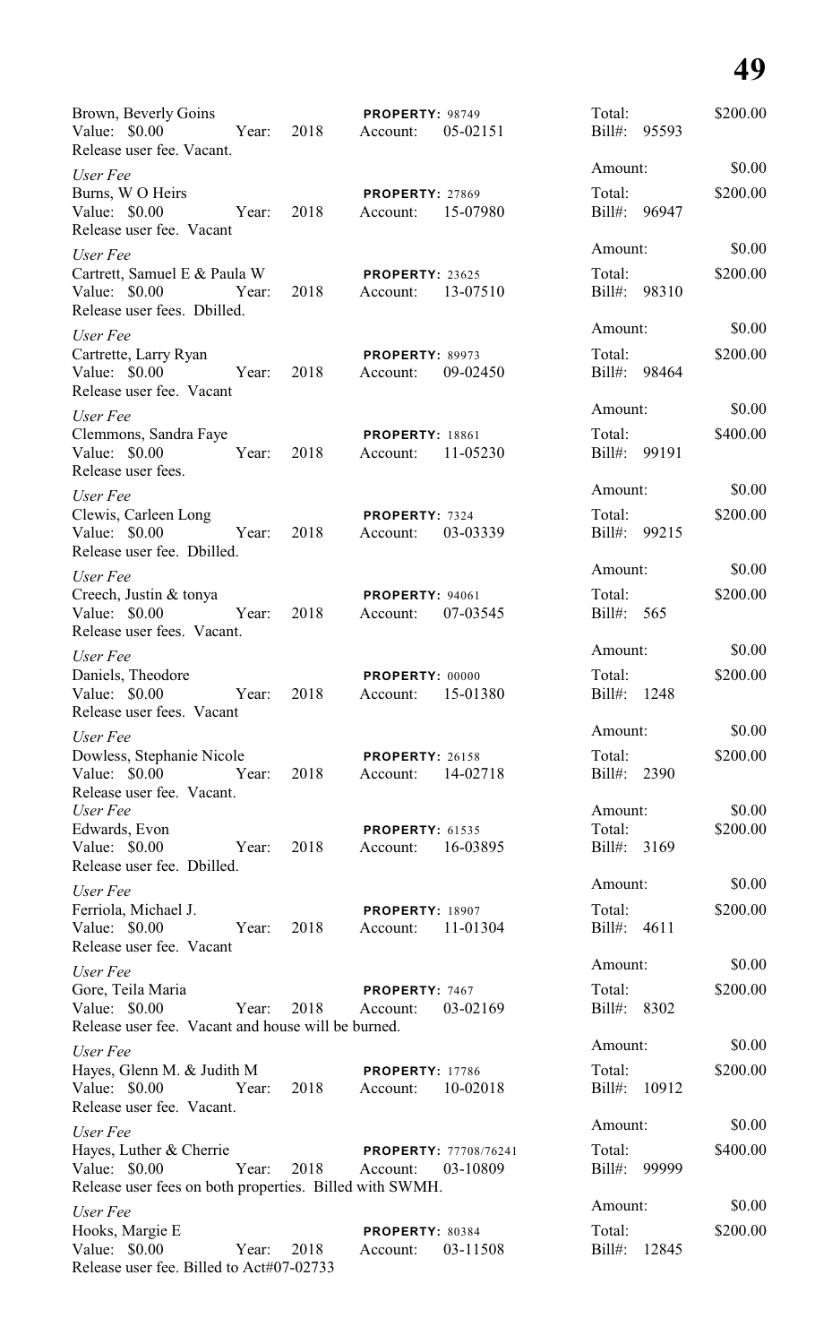Brown, Beverly Goins | **PROPERTY:** 98749 | Total: $200.00
Value: $0.00 Year: 2018 Account: 05-02151 | Bill#: 95593
Release user fee. Vacant.

*User Fee* | Amount: $0.00

Burns, W O Heirs | **PROPERTY:** 27869 | Total: $200.00
Value: $0.00 Year: 2018 Account: 15-07980 | Bill#: 96947
Release user fee. Vacant

*User Fee* | Amount: $0.00

Cartrett, Samuel E & Paula W | **PROPERTY:** 23625 | Total: $200.00
Value: $0.00 Year: 2018 Account: 13-07510 | Bill#: 98310
Release user fees. Dbilled.

*User Fee* | Amount: $0.00

Cartrette, Larry Ryan | **PROPERTY:** 89973 | Total: $200.00
Value: $0.00 Year: 2018 Account: 09-02450 | Bill#: 98464
Release user fee. Vacant

*User Fee* | Amount: $0.00

Clemmons, Sandra Faye | **PROPERTY:** 18861 | Total: $400.00
Value: $0.00 Year: 2018 Account: 11-05230 | Bill#: 99191
Release user fees.

*User Fee* | Amount: $0.00

Clewis, Carleen Long | **PROPERTY:** 7324 | Total: $200.00
Value: $0.00 Year: 2018 Account: 03-03339 | Bill#: 99215
Release user fee. Dbilled.

*User Fee* | Amount: $0.00

Creech, Justin & tonya | **PROPERTY:** 94061 | Total: $200.00
Value: $0.00 Year: 2018 Account: 07-03545 | Bill#: 565
Release user fees. Vacant.

*User Fee* | Amount: $0.00

Daniels, Theodore | **PROPERTY:** 00000 | Total: $200.00
Value: $0.00 Year: 2018 Account: 15-01380 | Bill#: 1248
Release user fees. Vacant

*User Fee* | Amount: $0.00

Dowless, Stephanie Nicole | **PROPERTY:** 26158 | Total: $200.00
Value: $0.00 Year: 2018 Account: 14-02718 | Bill#: 2390
Release user fee. Vacant.

*User Fee* | Amount: $0.00

Edwards, Evon | **PROPERTY:** 61535 | Total: $200.00
Value: $0.00 Year: 2018 Account: 16-03895 | Bill#: 3169
Release user fee. Dbilled.

*User Fee* | Amount: $0.00

Ferriola, Michael J. | **PROPERTY:** 18907 | Total: $200.00
Value: $0.00 Year: 2018 Account: 11-01304 | Bill#: 4611
Release user fee. Vacant

*User Fee* | Amount: $0.00

Gore, Teila Maria | **PROPERTY:** 7467 | Total: $200.00
Value: $0.00 Year: 2018 Account: 03-02169 | Bill#: 8302
Release user fee. Vacant and house will be burned.

*User Fee* | Amount: $0.00

Hayes, Glenn M. & Judith M | **PROPERTY:** 17786 | Total: $200.00
Value: $0.00 Year: 2018 Account: 10-02018 | Bill#: 10912
Release user fee. Vacant.

*User Fee* | Amount: $0.00

Hayes, Luther & Cherrie | **PROPERTY:** 77708/76241 | Total: $400.00
Value: $0.00 Year: 2018 Account: 03-10809 | Bill#: 99999
Release user fees on both properties. Billed with SWMH.

*User Fee* | Amount: $0.00

Hooks, Margie E | **PROPERTY:** 80384 | Total: $200.00
Value: $0.00 Year: 2018 Account: 03-11508 | Bill#: 12845
Release user fee. Billed to Act#07-02733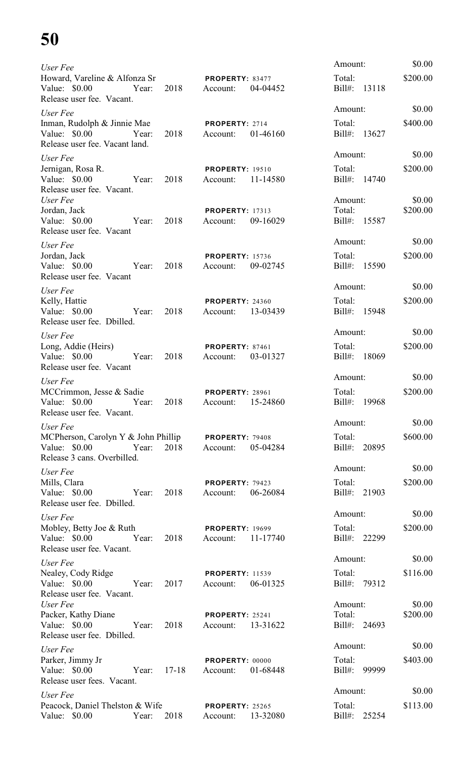*User Fee*
Howard, Vareline & Alfonza Sr — **PROPERTY:** 83477
Value: $0.00 Year: 2018 Account: 04-04452
Release user fee. Vacant.
Amount: $0.00
Total: $200.00
Bill#: 13118

*User Fee*
Inman, Rudolph & Jinnie Mae — **PROPERTY:** 2714
Value: $0.00 Year: 2018 Account: 01-46160
Release user fee. Vacant land.
Amount: $0.00
Total: $400.00
Bill#: 13627

*User Fee*
Jernigan, Rosa R. — **PROPERTY:** 19510
Value: $0.00 Year: 2018 Account: 11-14580
Release user fee. Vacant.
Amount: $0.00
Total: $200.00
Bill#: 14740

*User Fee*
Jordan, Jack — **PROPERTY:** 17313
Value: $0.00 Year: 2018 Account: 09-16029
Release user fee. Vacant
Amount: $0.00
Total: $200.00
Bill#: 15587

*User Fee*
Jordan, Jack — **PROPERTY:** 15736
Value: $0.00 Year: 2018 Account: 09-02745
Release user fee. Vacant
Amount: $0.00
Total: $200.00
Bill#: 15590

*User Fee*
Kelly, Hattie — **PROPERTY:** 24360
Value: $0.00 Year: 2018 Account: 13-03439
Release user fee. Dbilled.
Amount: $0.00
Total: $200.00
Bill#: 15948

*User Fee*
Long, Addie (Heirs) — **PROPERTY:** 87461
Value: $0.00 Year: 2018 Account: 03-01327
Release user fee. Vacant
Amount: $0.00
Total: $200.00
Bill#: 18069

*User Fee*
MCCrimmon, Jesse & Sadie — **PROPERTY:** 28961
Value: $0.00 Year: 2018 Account: 15-24860
Release user fee. Vacant.
Amount: $0.00
Total: $200.00
Bill#: 19968

*User Fee*
MCPherson, Carolyn Y & John Phillip — **PROPERTY:** 79408
Value: $0.00 Year: 2018 Account: 05-04284
Release 3 cans. Overbilled.
Amount: $0.00
Total: $600.00
Bill#: 20895

*User Fee*
Mills, Clara — **PROPERTY:** 79423
Value: $0.00 Year: 2018 Account: 06-26084
Release user fee. Dbilled.
Amount: $0.00
Total: $200.00
Bill#: 21903

*User Fee*
Mobley, Betty Joe & Ruth — **PROPERTY:** 19699
Value: $0.00 Year: 2018 Account: 11-17740
Release user fee. Vacant.
Amount: $0.00
Total: $200.00
Bill#: 22299

*User Fee*
Nealey, Cody Ridge — **PROPERTY:** 11539
Value: $0.00 Year: 2017 Account: 06-01325
Release user fee. Vacant.
Amount: $0.00
Total: $116.00
Bill#: 79312

*User Fee*
Packer, Kathy Diane — **PROPERTY:** 25241
Value: $0.00 Year: 2018 Account: 13-31622
Release user fee. Dbilled.
Amount: $0.00
Total: $200.00
Bill#: 24693

*User Fee*
Parker, Jimmy Jr — **PROPERTY:** 00000
Value: $0.00 Year: 17-18 Account: 01-68448
Release user fees. Vacant.
Amount: $0.00
Total: $403.00
Bill#: 99999

*User Fee*
Peacock, Daniel Thelston & Wife — **PROPERTY:** 25265
Value: $0.00 Year: 2018 Account: 13-32080
Amount: $0.00
Total: $113.00
Bill#: 25254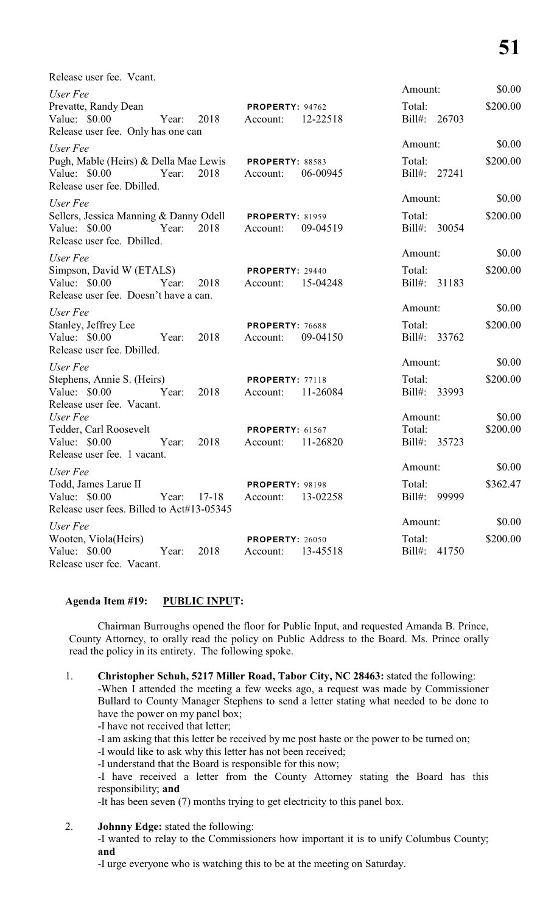Release user fee. Vcant.

| | | |
|---|---|---|
| *User Fee* | | Amount: $0.00 |
| Prevatte, Randy Dean | **PROPERTY:** 94762 | Total: $200.00 |
| Value: $0.00 Year: 2018 | Account: 12-22518 | Bill#: 26703 |
| Release user fee. Only has one can | | |
| *User Fee* | | Amount: $0.00 |
| Pugh, Mable (Heirs) & Della Mae Lewis | **PROPERTY:** 88583 | Total: $200.00 |
| Value: $0.00 Year: 2018 | Account: 06-00945 | Bill#: 27241 |
| Release user fee. Dbilled. | | |
| *User Fee* | | Amount: $0.00 |
| Sellers, Jessica Manning & Danny Odell | **PROPERTY:** 81959 | Total: $200.00 |
| Value: $0.00 Year: 2018 | Account: 09-04519 | Bill#: 30054 |
| Release user fee. Dbilled. | | |
| *User Fee* | | Amount: $0.00 |
| Simpson, David W (ETALS) | **PROPERTY:** 29440 | Total: $200.00 |
| Value: $0.00 Year: 2018 | Account: 15-04248 | Bill#: 31183 |
| Release user fee. Doesn't have a can. | | |
| *User Fee* | | Amount: $0.00 |
| Stanley, Jeffrey Lee | **PROPERTY:** 76688 | Total: $200.00 |
| Value: $0.00 Year: 2018 | Account: 09-04150 | Bill#: 33762 |
| Release user fee. Dbilled. | | |
| *User Fee* | | Amount: $0.00 |
| Stephens, Annie S. (Heirs) | **PROPERTY:** 77118 | Total: $200.00 |
| Value: $0.00 Year: 2018 | Account: 11-26084 | Bill#: 33993 |
| Release user fee. Vacant. | | |
| *User Fee* | | Amount: $0.00 |
| Tedder, Carl Roosevelt | **PROPERTY:** 61567 | Total: $200.00 |
| Value: $0.00 Year: 2018 | Account: 11-26820 | Bill#: 35723 |
| Release user fee. 1 vacant. | | |
| *User Fee* | | Amount: $0.00 |
| Todd, James Larue II | **PROPERTY:** 98198 | Total: $362.47 |
| Value: $0.00 Year: 17-18 | Account: 13-02258 | Bill#: 99999 |
| Release user fees. Billed to Act#13-05345 | | |
| *User Fee* | | Amount: $0.00 |
| Wooten, Viola(Heirs) | **PROPERTY:** 26050 | Total: $200.00 |
| Value: $0.00 Year: 2018 | Account: 13-45518 | Bill#: 41750 |
| Release user fee. Vacant. | | |

**Agenda Item #19: PUBLIC INPUT:**

Chairman Burroughs opened the floor for Public Input, and requested Amanda B. Prince, County Attorney, to orally read the policy on Public Address to the Board. Ms. Prince orally read the policy in its entirety. The following spoke.

1. **Christopher Schuh, 5217 Miller Road, Tabor City, NC 28463:** stated the following:
   - -When I attended the meeting a few weeks ago, a request was made by Commissioner Bullard to County Manager Stephens to send a letter stating what needed to be done to have the power on my panel box;
   - -I have not received that letter;
   - -I am asking that this letter be received by me post haste or the power to be turned on;
   - -I would like to ask why this letter has not been received;
   - -I understand that the Board is responsible for this now;
   - -I have received a letter from the County Attorney stating the Board has this responsibility; **and**
   - -It has been seven (7) months trying to get electricity to this panel box.

2. **Johnny Edge:** stated the following:
   - -I wanted to relay to the Commissioners how important it is to unify Columbus County; **and**
   - -I urge everyone who is watching this to be at the meeting on Saturday.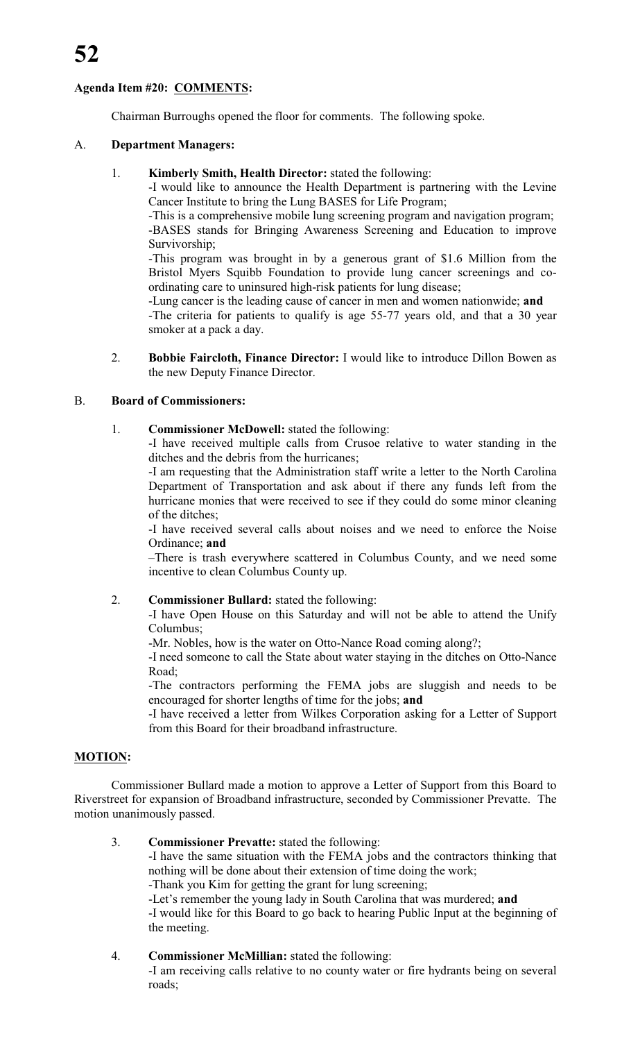**Agenda Item #20: COMMENTS:**

Chairman Burroughs opened the floor for comments. The following spoke.

A. **Department Managers:**

1. **Kimberly Smith, Health Director:** stated the following:
   -I would like to announce the Health Department is partnering with the Levine Cancer Institute to bring the Lung BASES for Life Program;
   -This is a comprehensive mobile lung screening program and navigation program;
   -BASES stands for Bringing Awareness Screening and Education to improve Survivorship;
   -This program was brought in by a generous grant of $1.6 Million from the Bristol Myers Squibb Foundation to provide lung cancer screenings and co-ordinating care to uninsured high-risk patients for lung disease;
   -Lung cancer is the leading cause of cancer in men and women nationwide; **and**
   -The criteria for patients to qualify is age 55-77 years old, and that a 30 year smoker at a pack a day.

2. **Bobbie Faircloth, Finance Director:** I would like to introduce Dillon Bowen as the new Deputy Finance Director.

B. **Board of Commissioners:**

1. **Commissioner McDowell:** stated the following:
   -I have received multiple calls from Crusoe relative to water standing in the ditches and the debris from the hurricanes;
   -I am requesting that the Administration staff write a letter to the North Carolina Department of Transportation and ask about if there any funds left from the hurricane monies that were received to see if they could do some minor cleaning of the ditches;
   -I have received several calls about noises and we need to enforce the Noise Ordinance; **and**
   –There is trash everywhere scattered in Columbus County, and we need some incentive to clean Columbus County up.

2. **Commissioner Bullard:** stated the following:
   -I have Open House on this Saturday and will not be able to attend the Unify Columbus;
   -Mr. Nobles, how is the water on Otto-Nance Road coming along?;
   -I need someone to call the State about water staying in the ditches on Otto-Nance Road;
   -The contractors performing the FEMA jobs are sluggish and needs to be encouraged for shorter lengths of time for the jobs; **and**
   -I have received a letter from Wilkes Corporation asking for a Letter of Support from this Board for their broadband infrastructure.

**MOTION:**

Commissioner Bullard made a motion to approve a Letter of Support from this Board to Riverstreet for expansion of Broadband infrastructure, seconded by Commissioner Prevatte. The motion unanimously passed.

3. **Commissioner Prevatte:** stated the following:
   -I have the same situation with the FEMA jobs and the contractors thinking that nothing will be done about their extension of time doing the work;
   -Thank you Kim for getting the grant for lung screening;
   -Let's remember the young lady in South Carolina that was murdered; **and**
   -I would like for this Board to go back to hearing Public Input at the beginning of the meeting.

4. **Commissioner McMillian:** stated the following:
   -I am receiving calls relative to no county water or fire hydrants being on several roads;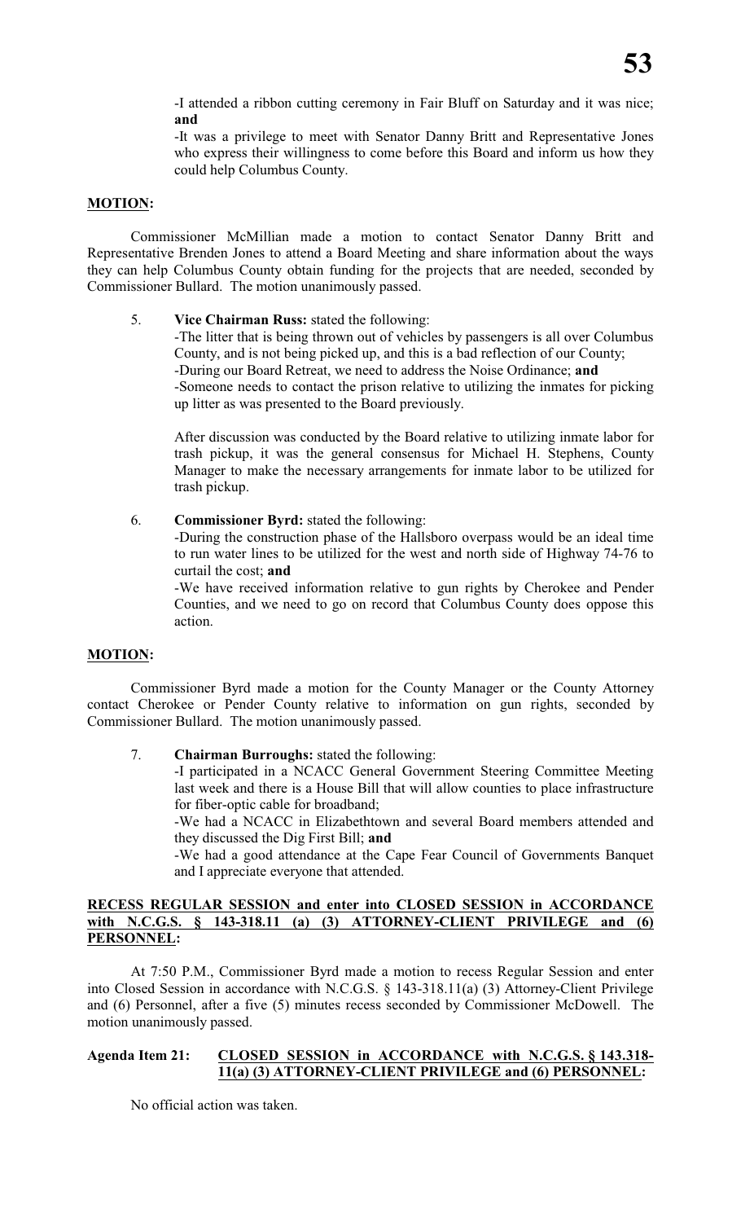-I attended a ribbon cutting ceremony in Fair Bluff on Saturday and it was nice; **and**

-It was a privilege to meet with Senator Danny Britt and Representative Jones who express their willingness to come before this Board and inform us how they could help Columbus County.

**MOTION:**

Commissioner McMillian made a motion to contact Senator Danny Britt and Representative Brenden Jones to attend a Board Meeting and share information about the ways they can help Columbus County obtain funding for the projects that are needed, seconded by Commissioner Bullard. The motion unanimously passed.

5. **Vice Chairman Russ:** stated the following:

   -The litter that is being thrown out of vehicles by passengers is all over Columbus County, and is not being picked up, and this is a bad reflection of our County;
   -During our Board Retreat, we need to address the Noise Ordinance; **and**
   -Someone needs to contact the prison relative to utilizing the inmates for picking up litter as was presented to the Board previously.

   After discussion was conducted by the Board relative to utilizing inmate labor for trash pickup, it was the general consensus for Michael H. Stephens, County Manager to make the necessary arrangements for inmate labor to be utilized for trash pickup.

6. **Commissioner Byrd:** stated the following:

   -During the construction phase of the Hallsboro overpass would be an ideal time to run water lines to be utilized for the west and north side of Highway 74-76 to curtail the cost; **and**
   -We have received information relative to gun rights by Cherokee and Pender Counties, and we need to go on record that Columbus County does oppose this action.

**MOTION:**

Commissioner Byrd made a motion for the County Manager or the County Attorney contact Cherokee or Pender County relative to information on gun rights, seconded by Commissioner Bullard. The motion unanimously passed.

7. **Chairman Burroughs:** stated the following:

   -I participated in a NCACC General Government Steering Committee Meeting last week and there is a House Bill that will allow counties to place infrastructure for fiber-optic cable for broadband;
   -We had a NCACC in Elizabethtown and several Board members attended and they discussed the Dig First Bill; **and**
   -We had a good attendance at the Cape Fear Council of Governments Banquet and I appreciate everyone that attended.

**RECESS REGULAR SESSION and enter into CLOSED SESSION in ACCORDANCE with N.C.G.S. § 143-318.11 (a) (3) ATTORNEY-CLIENT PRIVILEGE and (6) PERSONNEL:**

At 7:50 P.M., Commissioner Byrd made a motion to recess Regular Session and enter into Closed Session in accordance with N.C.G.S. § 143-318.11(a) (3) Attorney-Client Privilege and (6) Personnel, after a five (5) minutes recess seconded by Commissioner McDowell. The motion unanimously passed.

**Agenda Item 21: CLOSED SESSION in ACCORDANCE with N.C.G.S. § 143.318-11(a) (3) ATTORNEY-CLIENT PRIVILEGE and (6) PERSONNEL:**

No official action was taken.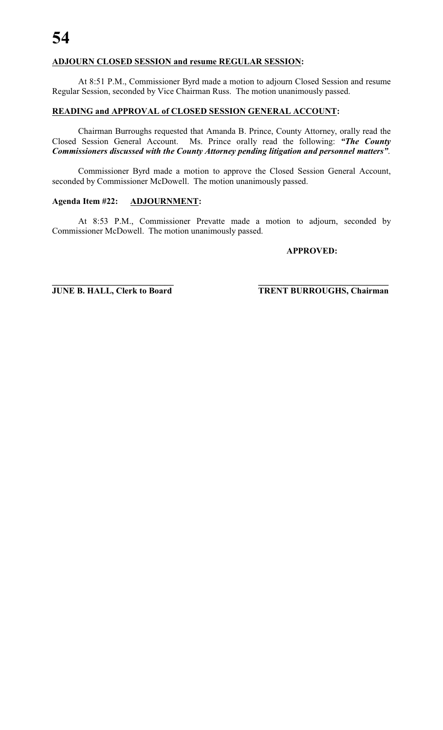**ADJOURN CLOSED SESSION and resume REGULAR SESSION:**

At 8:51 P.M., Commissioner Byrd made a motion to adjourn Closed Session and resume Regular Session, seconded by Vice Chairman Russ. The motion unanimously passed.

**READING and APPROVAL of CLOSED SESSION GENERAL ACCOUNT:**

Chairman Burroughs requested that Amanda B. Prince, County Attorney, orally read the Closed Session General Account. Ms. Prince orally read the following: ***"The County Commissioners discussed with the County Attorney pending litigation and personnel matters"***.

Commissioner Byrd made a motion to approve the Closed Session General Account, seconded by Commissioner McDowell. The motion unanimously passed.

**Agenda Item #22: ADJOURNMENT:**

At 8:53 P.M., Commissioner Prevatte made a motion to adjourn, seconded by Commissioner McDowell. The motion unanimously passed.

**APPROVED:**

\_\_\_\_\_\_\_\_\_\_\_\_\_\_\_\_\_\_\_\_\_\_\_\_\_\_\_\_ \_\_\_\_\_\_\_\_\_\_\_\_\_\_\_\_\_\_\_\_\_\_\_\_\_\_\_\_\_\_

**JUNE B. HALL, Clerk to Board** **TRENT BURROUGHS, Chairman**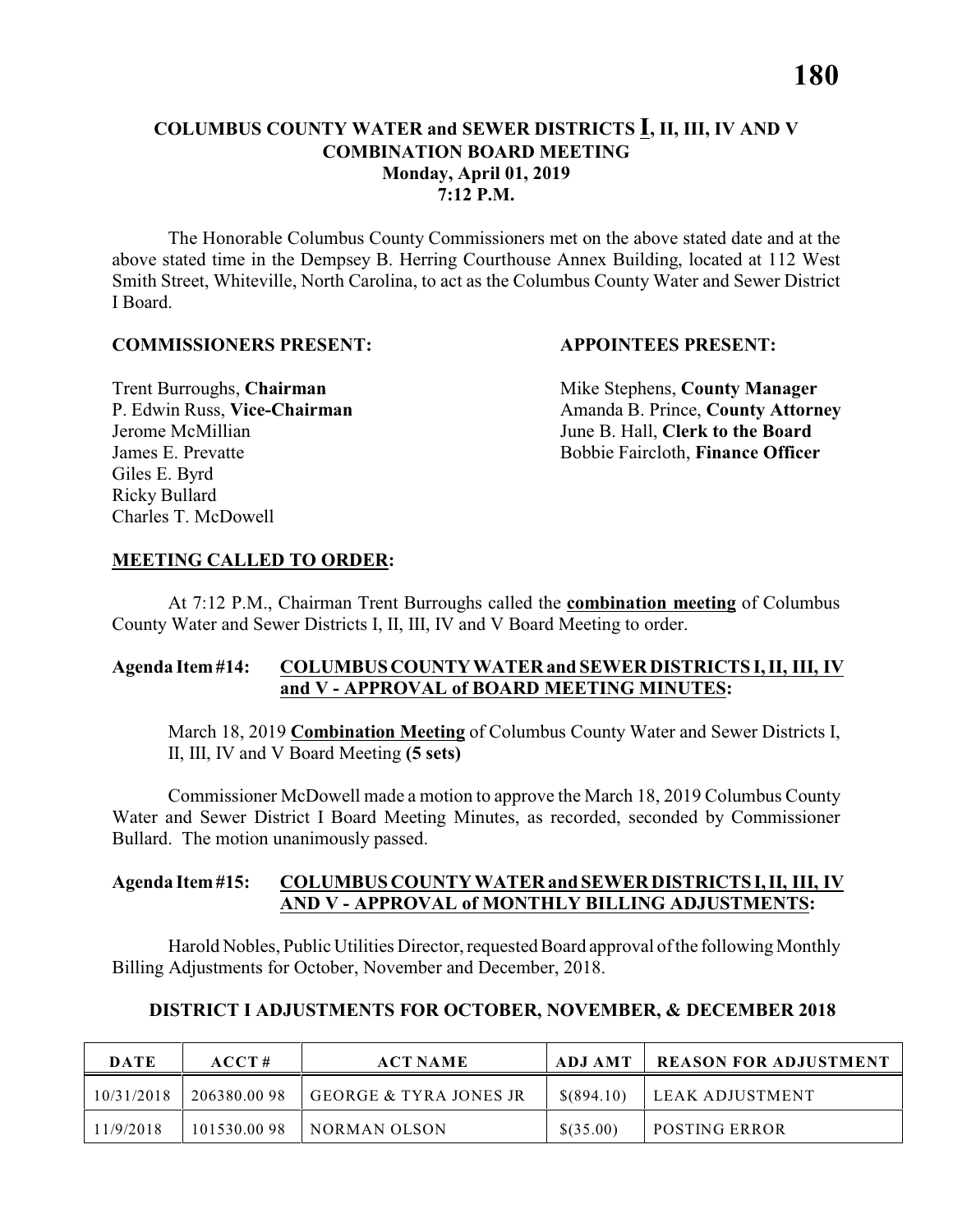# COLUMBUS COUNTY WATER and SEWER DISTRICTS I, II, III, IV AND V COMBINATION BOARD MEETING

**Monday, April 01, 2019**
**7:12 P.M.**

The Honorable Columbus County Commissioners met on the above stated date and at the above stated time in the Dempsey B. Herring Courthouse Annex Building, located at 112 West Smith Street, Whiteville, North Carolina, to act as the Columbus County Water and Sewer District I Board.

**COMMISSIONERS PRESENT:**

Trent Burroughs, **Chairman**
P. Edwin Russ, **Vice-Chairman**
Jerome McMillian
James E. Prevatte
Giles E. Byrd
Ricky Bullard
Charles T. McDowell

**APPOINTEES PRESENT:**

Mike Stephens, **County Manager**
Amanda B. Prince, **County Attorney**
June B. Hall, **Clerk to the Board**
Bobbie Faircloth, **Finance Officer**

**MEETING CALLED TO ORDER:**

At 7:12 P.M., Chairman Trent Burroughs called the **combination meeting** of Columbus County Water and Sewer Districts I, II, III, IV and V Board Meeting to order.

**Agenda Item #14: COLUMBUS COUNTY WATER and SEWER DISTRICTS I, II, III, IV and V - APPROVAL of BOARD MEETING MINUTES:**

March 18, 2019 **Combination Meeting** of Columbus County Water and Sewer Districts I, II, III, IV and V Board Meeting **(5 sets)**

Commissioner McDowell made a motion to approve the March 18, 2019 Columbus County Water and Sewer District I Board Meeting Minutes, as recorded, seconded by Commissioner Bullard. The motion unanimously passed.

**Agenda Item #15: COLUMBUS COUNTY WATER and SEWER DISTRICTS I, II, III, IV AND V - APPROVAL of MONTHLY BILLING ADJUSTMENTS:**

Harold Nobles, Public Utilities Director, requested Board approval of the following Monthly Billing Adjustments for October, November and December, 2018.

**DISTRICT I ADJUSTMENTS FOR OCTOBER, NOVEMBER, & DECEMBER 2018**

| DATE | ACCT # | ACT NAME | ADJ AMT | REASON FOR ADJUSTMENT |
|---|---|---|---|---|
| 10/31/2018 | 206380.00 98 | GEORGE & TYRA JONES JR | $(894.10) | LEAK ADJUSTMENT |
| 11/9/2018 | 101530.00 98 | NORMAN OLSON | $(35.00) | POSTING ERROR |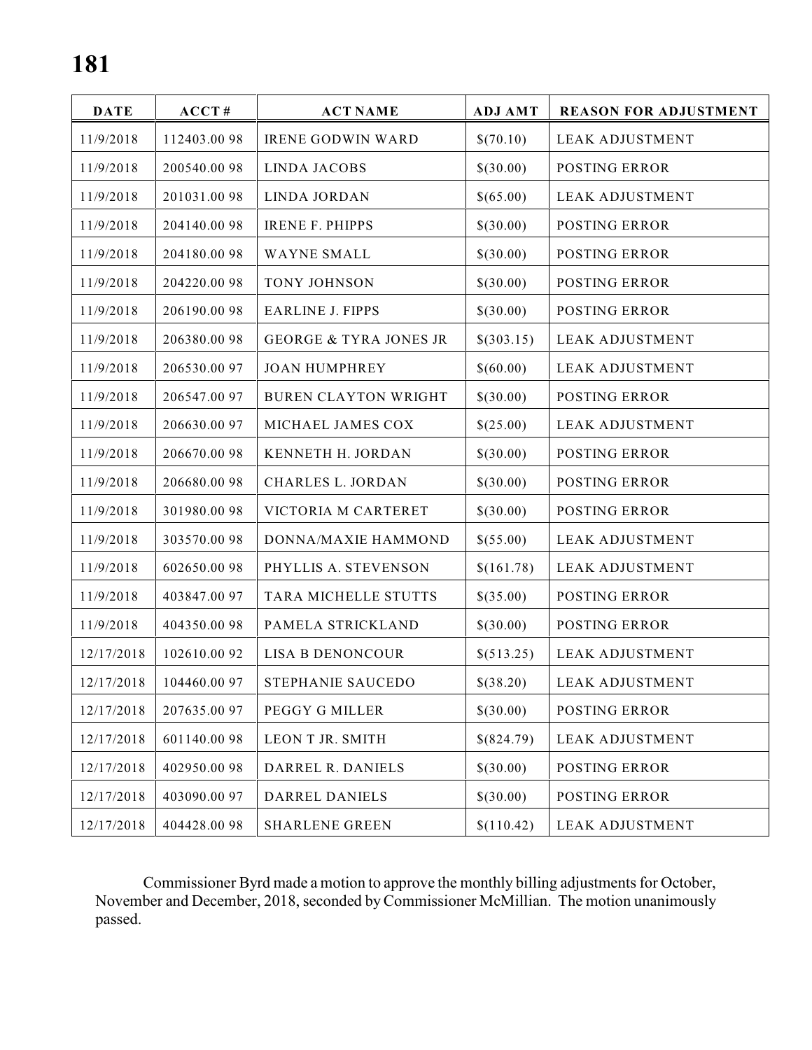| DATE | ACCT # | ACT NAME | ADJ AMT | REASON FOR ADJUSTMENT |
| --- | --- | --- | --- | --- |
| 11/9/2018 | 112403.00 98 | IRENE GODWIN WARD | $(70.10) | LEAK ADJUSTMENT |
| 11/9/2018 | 200540.00 98 | LINDA JACOBS | $(30.00) | POSTING ERROR |
| 11/9/2018 | 201031.00 98 | LINDA JORDAN | $(65.00) | LEAK ADJUSTMENT |
| 11/9/2018 | 204140.00 98 | IRENE F. PHIPPS | $(30.00) | POSTING ERROR |
| 11/9/2018 | 204180.00 98 | WAYNE SMALL | $(30.00) | POSTING ERROR |
| 11/9/2018 | 204220.00 98 | TONY JOHNSON | $(30.00) | POSTING ERROR |
| 11/9/2018 | 206190.00 98 | EARLINE J. FIPPS | $(30.00) | POSTING ERROR |
| 11/9/2018 | 206380.00 98 | GEORGE & TYRA JONES JR | $(303.15) | LEAK ADJUSTMENT |
| 11/9/2018 | 206530.00 97 | JOAN HUMPHREY | $(60.00) | LEAK ADJUSTMENT |
| 11/9/2018 | 206547.00 97 | BUREN CLAYTON WRIGHT | $(30.00) | POSTING ERROR |
| 11/9/2018 | 206630.00 97 | MICHAEL JAMES COX | $(25.00) | LEAK ADJUSTMENT |
| 11/9/2018 | 206670.00 98 | KENNETH H. JORDAN | $(30.00) | POSTING ERROR |
| 11/9/2018 | 206680.00 98 | CHARLES L. JORDAN | $(30.00) | POSTING ERROR |
| 11/9/2018 | 301980.00 98 | VICTORIA M CARTERET | $(30.00) | POSTING ERROR |
| 11/9/2018 | 303570.00 98 | DONNA/MAXIE HAMMOND | $(55.00) | LEAK ADJUSTMENT |
| 11/9/2018 | 602650.00 98 | PHYLLIS A. STEVENSON | $(161.78) | LEAK ADJUSTMENT |
| 11/9/2018 | 403847.00 97 | TARA MICHELLE STUTTS | $(35.00) | POSTING ERROR |
| 11/9/2018 | 404350.00 98 | PAMELA STRICKLAND | $(30.00) | POSTING ERROR |
| 12/17/2018 | 102610.00 92 | LISA B DENONCOUR | $(513.25) | LEAK ADJUSTMENT |
| 12/17/2018 | 104460.00 97 | STEPHANIE SAUCEDO | $(38.20) | LEAK ADJUSTMENT |
| 12/17/2018 | 207635.00 97 | PEGGY G MILLER | $(30.00) | POSTING ERROR |
| 12/17/2018 | 601140.00 98 | LEON T JR. SMITH | $(824.79) | LEAK ADJUSTMENT |
| 12/17/2018 | 402950.00 98 | DARREL R. DANIELS | $(30.00) | POSTING ERROR |
| 12/17/2018 | 403090.00 97 | DARREL DANIELS | $(30.00) | POSTING ERROR |
| 12/17/2018 | 404428.00 98 | SHARLENE GREEN | $(110.42) | LEAK ADJUSTMENT |

Commissioner Byrd made a motion to approve the monthly billing adjustments for October, November and December, 2018, seconded by Commissioner McMillian. The motion unanimously passed.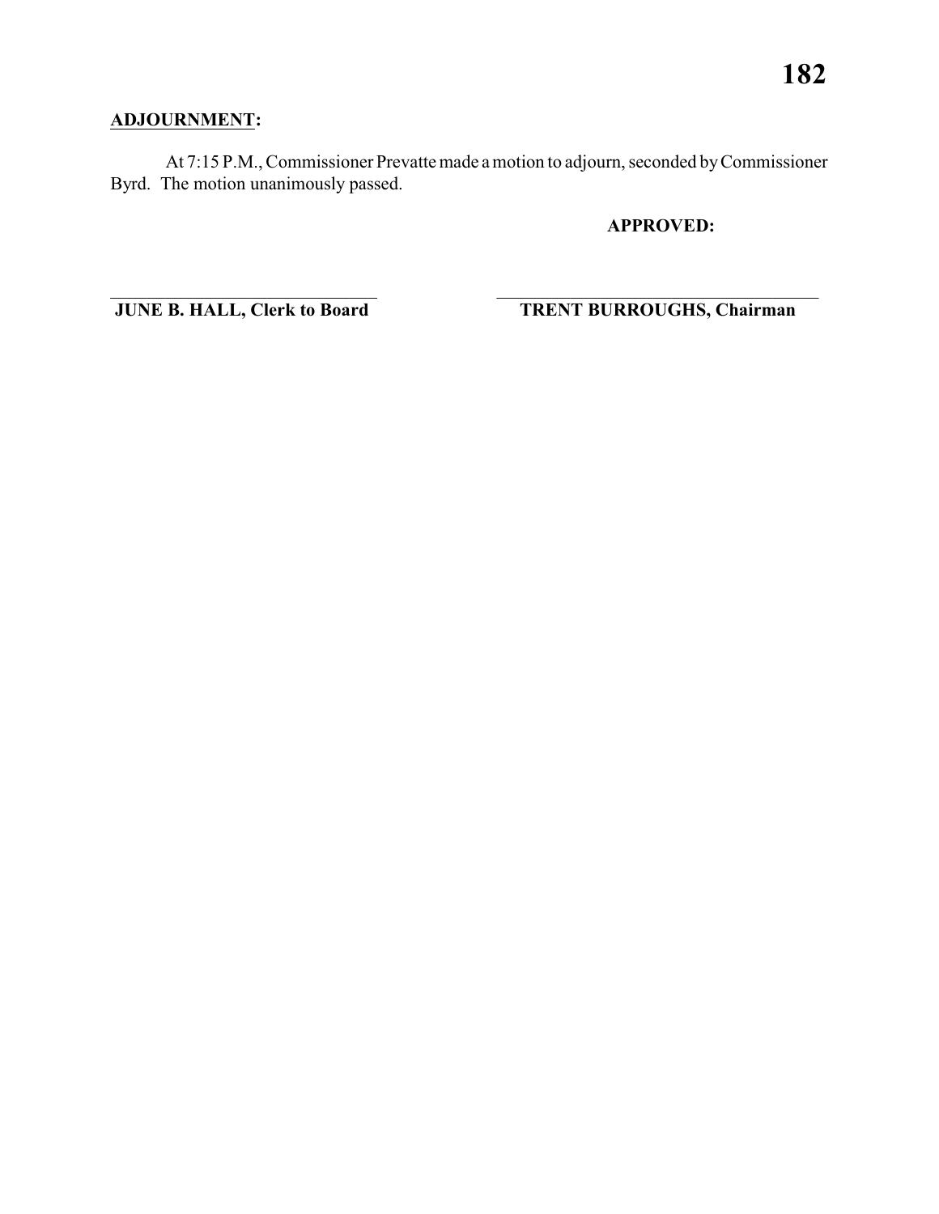**ADJOURNMENT:**

At 7:15 P.M., Commissioner Prevatte made a motion to adjourn, seconded by Commissioner Byrd. The motion unanimously passed.

**APPROVED:**

\_\_\_\_\_\_\_\_\_\_\_\_\_\_\_\_\_\_\_\_\_\_\_\_\_\_\_\_\_\_ \_\_\_\_\_\_\_\_\_\_\_\_\_\_\_\_\_\_\_\_\_\_\_\_\_\_\_\_\_\_\_\_\_\_\_\_

**JUNE B. HALL, Clerk to Board** **TRENT BURROUGHS, Chairman**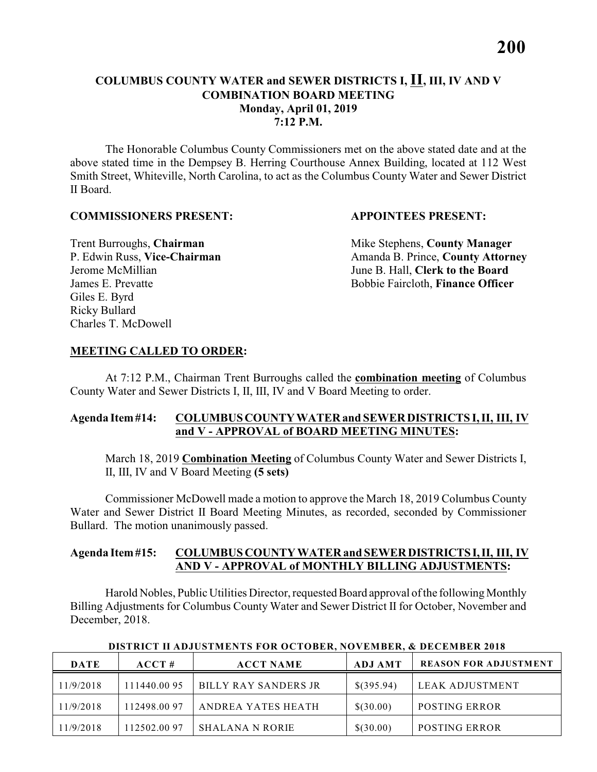# COLUMBUS COUNTY WATER and SEWER DISTRICTS I, II, III, IV AND V COMBINATION BOARD MEETING
**Monday, April 01, 2019**
**7:12 P.M.**

The Honorable Columbus County Commissioners met on the above stated date and at the above stated time in the Dempsey B. Herring Courthouse Annex Building, located at 112 West Smith Street, Whiteville, North Carolina, to act as the Columbus County Water and Sewer District II Board.

**COMMISSIONERS PRESENT:**

Trent Burroughs, **Chairman**
P. Edwin Russ, **Vice-Chairman**
Jerome McMillian
James E. Prevatte
Giles E. Byrd
Ricky Bullard
Charles T. McDowell

**APPOINTEES PRESENT:**

Mike Stephens, **County Manager**
Amanda B. Prince, **County Attorney**
June B. Hall, **Clerk to the Board**
Bobbie Faircloth, **Finance Officer**

**MEETING CALLED TO ORDER:**

At 7:12 P.M., Chairman Trent Burroughs called the **combination meeting** of Columbus County Water and Sewer Districts I, II, III, IV and V Board Meeting to order.

**Agenda Item #14: COLUMBUS COUNTY WATER and SEWER DISTRICTS I, II, III, IV and V - APPROVAL of BOARD MEETING MINUTES:**

March 18, 2019 **Combination Meeting** of Columbus County Water and Sewer Districts I, II, III, IV and V Board Meeting **(5 sets)**

Commissioner McDowell made a motion to approve the March 18, 2019 Columbus County Water and Sewer District II Board Meeting Minutes, as recorded, seconded by Commissioner Bullard. The motion unanimously passed.

**Agenda Item #15: COLUMBUS COUNTY WATER and SEWER DISTRICTS I, II, III, IV AND V - APPROVAL of MONTHLY BILLING ADJUSTMENTS:**

Harold Nobles, Public Utilities Director, requested Board approval of the following Monthly Billing Adjustments for Columbus County Water and Sewer District II for October, November and December, 2018.

**DISTRICT II ADJUSTMENTS FOR OCTOBER, NOVEMBER, & DECEMBER 2018**

| DATE | ACCT # | ACCT NAME | ADJ AMT | REASON FOR ADJUSTMENT |
|---|---|---|---|---|
| 11/9/2018 | 111440.00 95 | BILLY RAY SANDERS JR | $(395.94) | LEAK ADJUSTMENT |
| 11/9/2018 | 112498.00 97 | ANDREA YATES HEATH | $(30.00) | POSTING ERROR |
| 11/9/2018 | 112502.00 97 | SHALANA N RORIE | $(30.00) | POSTING ERROR |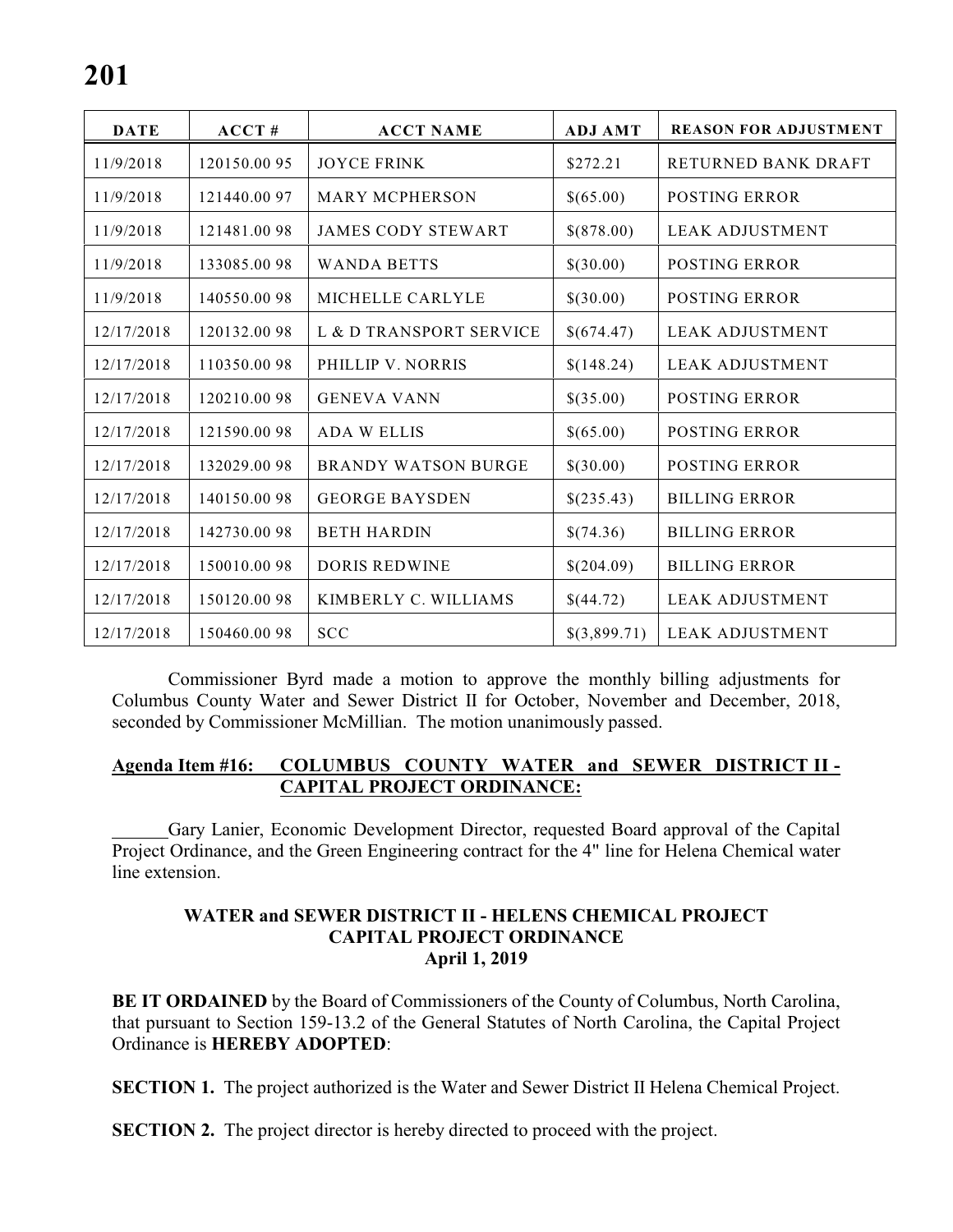| DATE | ACCT # | ACCT NAME | ADJ AMT | REASON FOR ADJUSTMENT |
|---|---|---|---|---|
| 11/9/2018 | 120150.00 95 | JOYCE FRINK | $272.21 | RETURNED BANK DRAFT |
| 11/9/2018 | 121440.00 97 | MARY MCPHERSON | $(65.00) | POSTING ERROR |
| 11/9/2018 | 121481.00 98 | JAMES CODY STEWART | $(878.00) | LEAK ADJUSTMENT |
| 11/9/2018 | 133085.00 98 | WANDA BETTS | $(30.00) | POSTING ERROR |
| 11/9/2018 | 140550.00 98 | MICHELLE CARLYLE | $(30.00) | POSTING ERROR |
| 12/17/2018 | 120132.00 98 | L & D TRANSPORT SERVICE | $(674.47) | LEAK ADJUSTMENT |
| 12/17/2018 | 110350.00 98 | PHILLIP V. NORRIS | $(148.24) | LEAK ADJUSTMENT |
| 12/17/2018 | 120210.00 98 | GENEVA VANN | $(35.00) | POSTING ERROR |
| 12/17/2018 | 121590.00 98 | ADA W ELLIS | $(65.00) | POSTING ERROR |
| 12/17/2018 | 132029.00 98 | BRANDY WATSON BURGE | $(30.00) | POSTING ERROR |
| 12/17/2018 | 140150.00 98 | GEORGE BAYSDEN | $(235.43) | BILLING ERROR |
| 12/17/2018 | 142730.00 98 | BETH HARDIN | $(74.36) | BILLING ERROR |
| 12/17/2018 | 150010.00 98 | DORIS REDWINE | $(204.09) | BILLING ERROR |
| 12/17/2018 | 150120.00 98 | KIMBERLY C. WILLIAMS | $(44.72) | LEAK ADJUSTMENT |
| 12/17/2018 | 150460.00 98 | SCC | $(3,899.71) | LEAK ADJUSTMENT |

Commissioner Byrd made a motion to approve the monthly billing adjustments for Columbus County Water and Sewer District II for October, November and December, 2018, seconded by Commissioner McMillian. The motion unanimously passed.

**Agenda Item #16: COLUMBUS COUNTY WATER and SEWER DISTRICT II - CAPITAL PROJECT ORDINANCE:**

Gary Lanier, Economic Development Director, requested Board approval of the Capital Project Ordinance, and the Green Engineering contract for the 4" line for Helena Chemical water line extension.

**WATER and SEWER DISTRICT II - HELENS CHEMICAL PROJECT**
**CAPITAL PROJECT ORDINANCE**
**April 1, 2019**

**BE IT ORDAINED** by the Board of Commissioners of the County of Columbus, North Carolina, that pursuant to Section 159-13.2 of the General Statutes of North Carolina, the Capital Project Ordinance is **HEREBY ADOPTED**:

**SECTION 1.** The project authorized is the Water and Sewer District II Helena Chemical Project.

**SECTION 2.** The project director is hereby directed to proceed with the project.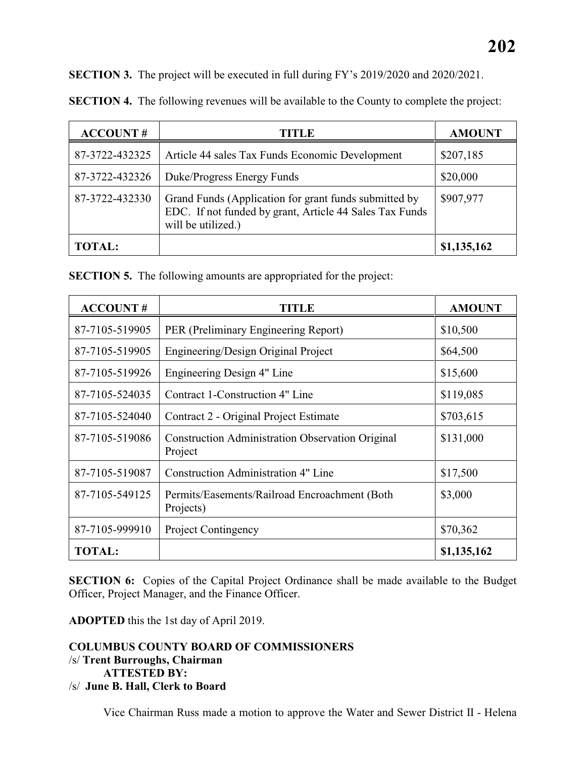**SECTION 3.** The project will be executed in full during FY's 2019/2020 and 2020/2021.

**SECTION 4.** The following revenues will be available to the County to complete the project:

| ACCOUNT # | TITLE | AMOUNT |
|---|---|---|
| 87-3722-432325 | Article 44 sales Tax Funds Economic Development | $207,185 |
| 87-3722-432326 | Duke/Progress Energy Funds | $20,000 |
| 87-3722-432330 | Grand Funds (Application for grant funds submitted by EDC. If not funded by grant, Article 44 Sales Tax Funds will be utilized.) | $907,977 |
| **TOTAL:** | | **$1,135,162** |

**SECTION 5.** The following amounts are appropriated for the project:

| ACCOUNT # | TITLE | AMOUNT |
|---|---|---|
| 87-7105-519905 | PER (Preliminary Engineering Report) | $10,500 |
| 87-7105-519905 | Engineering/Design Original Project | $64,500 |
| 87-7105-519926 | Engineering Design 4" Line | $15,600 |
| 87-7105-524035 | Contract 1-Construction 4" Line | $119,085 |
| 87-7105-524040 | Contract 2 - Original Project Estimate | $703,615 |
| 87-7105-519086 | Construction Administration Observation Original Project | $131,000 |
| 87-7105-519087 | Construction Administration 4" Line | $17,500 |
| 87-7105-549125 | Permits/Easements/Railroad Encroachment (Both Projects) | $3,000 |
| 87-7105-999910 | Project Contingency | $70,362 |
| **TOTAL:** | | **$1,135,162** |

**SECTION 6:** Copies of the Capital Project Ordinance shall be made available to the Budget Officer, Project Manager, and the Finance Officer.

**ADOPTED** this the 1st day of April 2019.

**COLUMBUS COUNTY BOARD OF COMMISSIONERS**
/s/ **Trent Burroughs, Chairman**
**ATTESTED BY:**
/s/ **June B. Hall, Clerk to Board**

Vice Chairman Russ made a motion to approve the Water and Sewer District II - Helena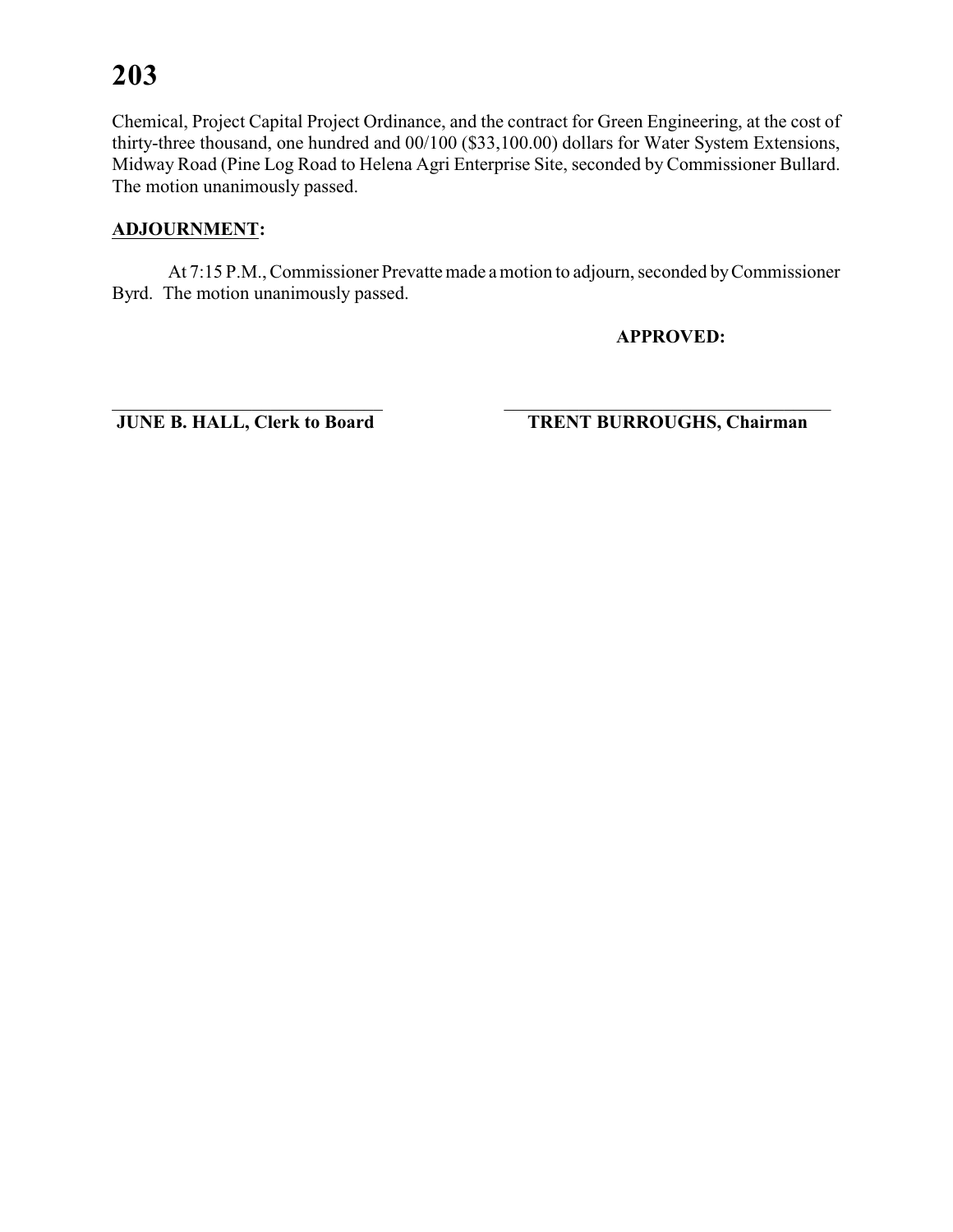Chemical, Project Capital Project Ordinance, and the contract for Green Engineering, at the cost of thirty-three thousand, one hundred and 00/100 ($33,100.00) dollars for Water System Extensions, Midway Road (Pine Log Road to Helena Agri Enterprise Site, seconded by Commissioner Bullard. The motion unanimously passed.

**ADJOURNMENT:**

At 7:15 P.M., Commissioner Prevatte made a motion to adjourn, seconded by Commissioner Byrd. The motion unanimously passed.

**APPROVED:**

| | |
|---|---|
| **JUNE B. HALL, Clerk to Board** | **TRENT BURROUGHS, Chairman** |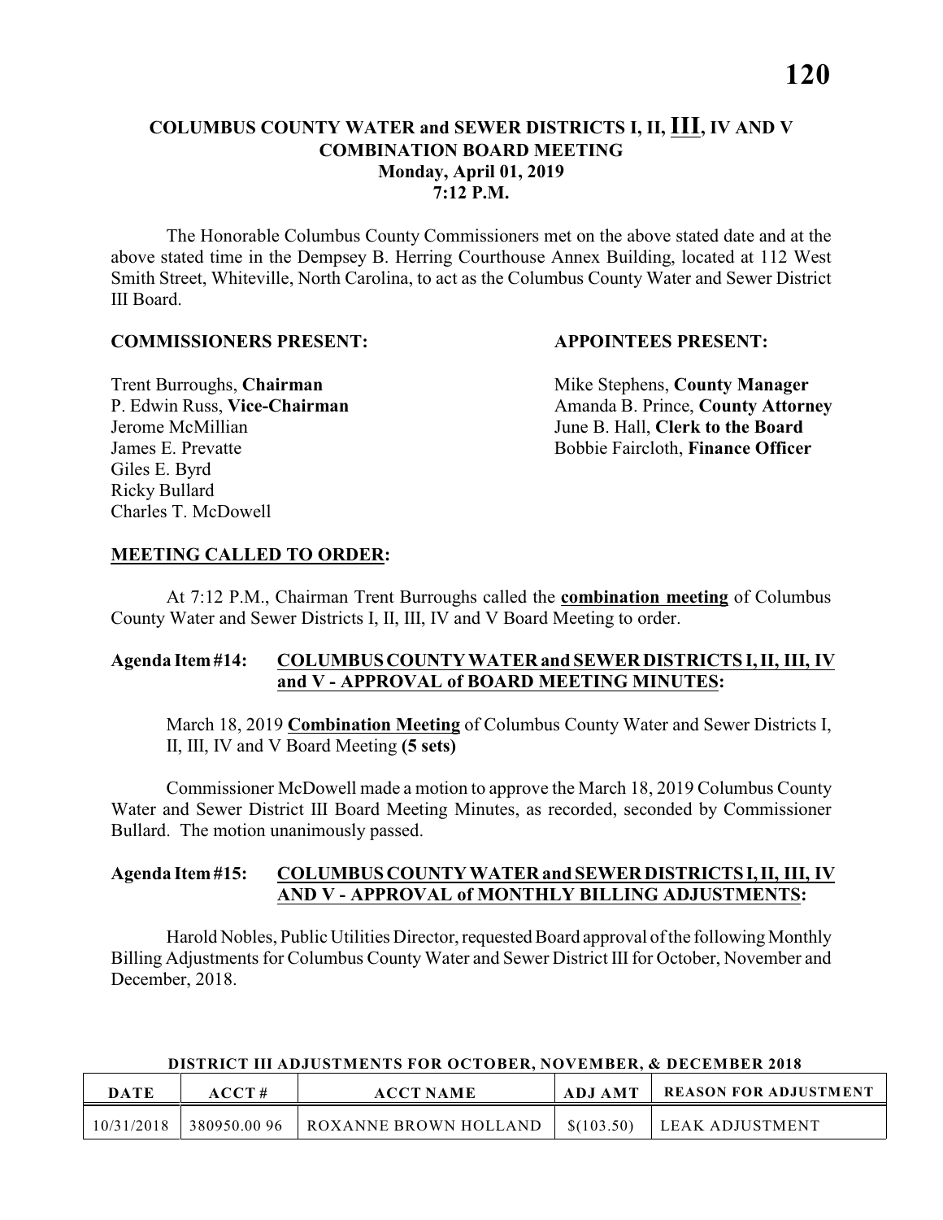## COLUMBUS COUNTY WATER and SEWER DISTRICTS I, II, **III**, IV AND V COMBINATION BOARD MEETING
### Monday, April 01, 2019
### 7:12 P.M.

The Honorable Columbus County Commissioners met on the above stated date and at the above stated time in the Dempsey B. Herring Courthouse Annex Building, located at 112 West Smith Street, Whiteville, North Carolina, to act as the Columbus County Water and Sewer District III Board.

**COMMISSIONERS PRESENT:**

Trent Burroughs, **Chairman**
P. Edwin Russ, **Vice-Chairman**
Jerome McMillian
James E. Prevatte
Giles E. Byrd
Ricky Bullard
Charles T. McDowell

**APPOINTEES PRESENT:**

Mike Stephens, **County Manager**
Amanda B. Prince, **County Attorney**
June B. Hall, **Clerk to the Board**
Bobbie Faircloth, **Finance Officer**

**MEETING CALLED TO ORDER:**

At 7:12 P.M., Chairman Trent Burroughs called the **combination meeting** of Columbus County Water and Sewer Districts I, II, III, IV and V Board Meeting to order.

**Agenda Item #14: COLUMBUS COUNTY WATER and SEWER DISTRICTS I, II, III, IV and V - APPROVAL of BOARD MEETING MINUTES:**

March 18, 2019 **Combination Meeting** of Columbus County Water and Sewer Districts I, II, III, IV and V Board Meeting **(5 sets)**

Commissioner McDowell made a motion to approve the March 18, 2019 Columbus County Water and Sewer District III Board Meeting Minutes, as recorded, seconded by Commissioner Bullard. The motion unanimously passed.

**Agenda Item #15: COLUMBUS COUNTY WATER and SEWER DISTRICTS I, II, III, IV AND V - APPROVAL of MONTHLY BILLING ADJUSTMENTS:**

Harold Nobles, Public Utilities Director, requested Board approval of the following Monthly Billing Adjustments for Columbus County Water and Sewer District III for October, November and December, 2018.

**DISTRICT III ADJUSTMENTS FOR OCTOBER, NOVEMBER, & DECEMBER 2018**

| DATE | ACCT # | ACCT NAME | ADJ AMT | REASON FOR ADJUSTMENT |
|---|---|---|---|---|
| 10/31/2018 | 380950.00 96 | ROXANNE BROWN HOLLAND | $(103.50) | LEAK ADJUSTMENT |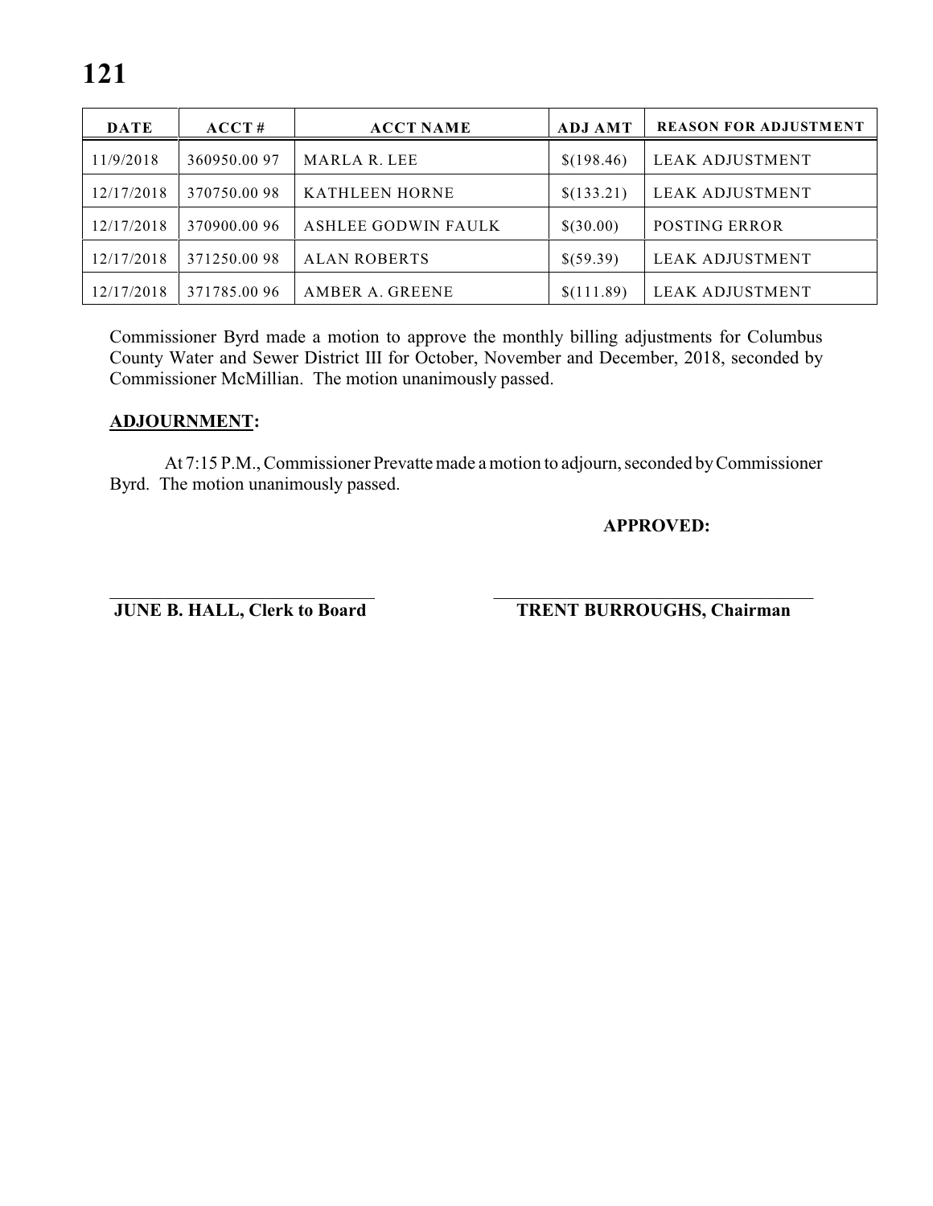| DATE | ACCT # | ACCT NAME | ADJ AMT | REASON FOR ADJUSTMENT |
|---|---|---|---|---|
| 11/9/2018 | 360950.00 97 | MARLA R. LEE | $(198.46) | LEAK ADJUSTMENT |
| 12/17/2018 | 370750.00 98 | KATHLEEN HORNE | $(133.21) | LEAK ADJUSTMENT |
| 12/17/2018 | 370900.00 96 | ASHLEE GODWIN FAULK | $(30.00) | POSTING ERROR |
| 12/17/2018 | 371250.00 98 | ALAN ROBERTS | $(59.39) | LEAK ADJUSTMENT |
| 12/17/2018 | 371785.00 96 | AMBER A. GREENE | $(111.89) | LEAK ADJUSTMENT |

Commissioner Byrd made a motion to approve the monthly billing adjustments for Columbus County Water and Sewer District III for October, November and December, 2018, seconded by Commissioner McMillian. The motion unanimously passed.

**ADJOURNMENT:**

At 7:15 P.M., Commissioner Prevatte made a motion to adjourn, seconded by Commissioner Byrd. The motion unanimously passed.

**APPROVED:**

**JUNE B. HALL, Clerk to Board**

**TRENT BURROUGHS, Chairman**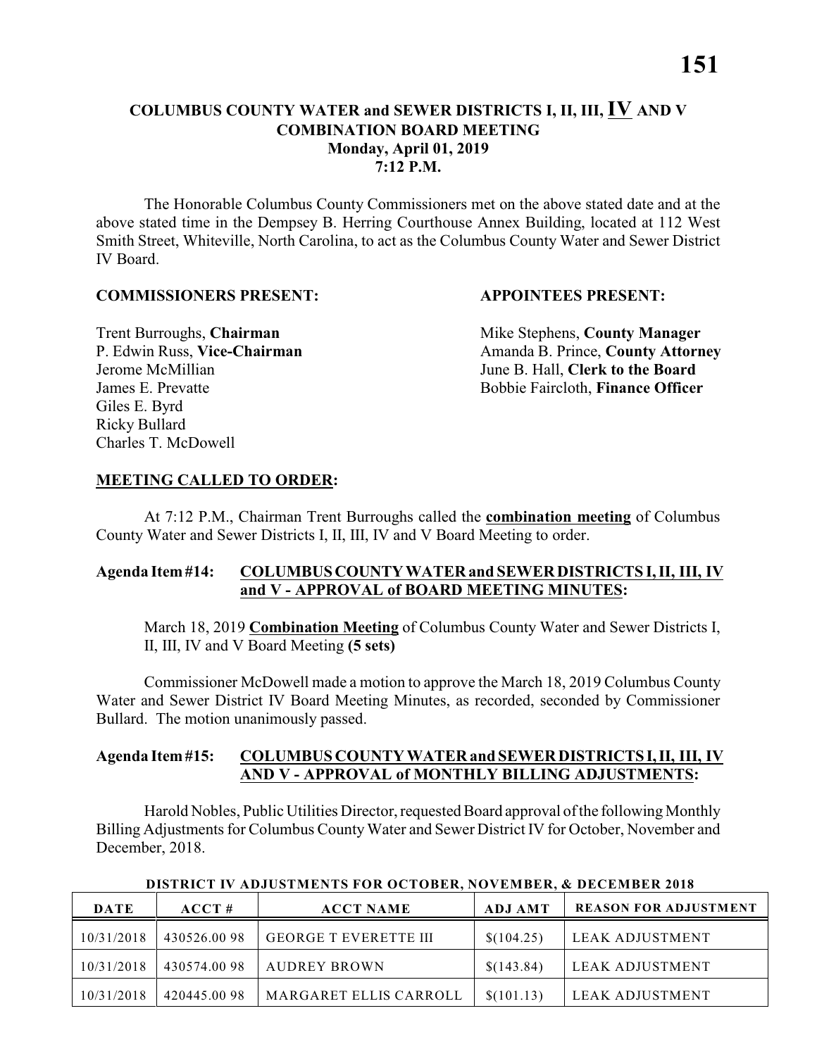# COLUMBUS COUNTY WATER and SEWER DISTRICTS I, II, III, IV AND V COMBINATION BOARD MEETING
## Monday, April 01, 2019
## 7:12 P.M.

The Honorable Columbus County Commissioners met on the above stated date and at the above stated time in the Dempsey B. Herring Courthouse Annex Building, located at 112 West Smith Street, Whiteville, North Carolina, to act as the Columbus County Water and Sewer District IV Board.

**COMMISSIONERS PRESENT:**

Trent Burroughs, **Chairman**
P. Edwin Russ, **Vice-Chairman**
Jerome McMillian
James E. Prevatte
Giles E. Byrd
Ricky Bullard
Charles T. McDowell

**APPOINTEES PRESENT:**

Mike Stephens, **County Manager**
Amanda B. Prince, **County Attorney**
June B. Hall, **Clerk to the Board**
Bobbie Faircloth, **Finance Officer**

**MEETING CALLED TO ORDER:**

At 7:12 P.M., Chairman Trent Burroughs called the **combination meeting** of Columbus County Water and Sewer Districts I, II, III, IV and V Board Meeting to order.

**Agenda Item #14: COLUMBUS COUNTY WATER and SEWER DISTRICTS I, II, III, IV and V - APPROVAL of BOARD MEETING MINUTES:**

March 18, 2019 **Combination Meeting** of Columbus County Water and Sewer Districts I, II, III, IV and V Board Meeting **(5 sets)**

Commissioner McDowell made a motion to approve the March 18, 2019 Columbus County Water and Sewer District IV Board Meeting Minutes, as recorded, seconded by Commissioner Bullard. The motion unanimously passed.

**Agenda Item #15: COLUMBUS COUNTY WATER and SEWER DISTRICTS I, II, III, IV AND V - APPROVAL of MONTHLY BILLING ADJUSTMENTS:**

Harold Nobles, Public Utilities Director, requested Board approval of the following Monthly Billing Adjustments for Columbus County Water and Sewer District IV for October, November and December, 2018.

**DISTRICT IV ADJUSTMENTS FOR OCTOBER, NOVEMBER, & DECEMBER 2018**

| DATE | ACCT # | ACCT NAME | ADJ AMT | REASON FOR ADJUSTMENT |
|---|---|---|---|---|
| 10/31/2018 | 430526.00 98 | GEORGE T EVERETTE III | $(104.25) | LEAK ADJUSTMENT |
| 10/31/2018 | 430574.00 98 | AUDREY BROWN | $(143.84) | LEAK ADJUSTMENT |
| 10/31/2018 | 420445.00 98 | MARGARET ELLIS CARROLL | $(101.13) | LEAK ADJUSTMENT |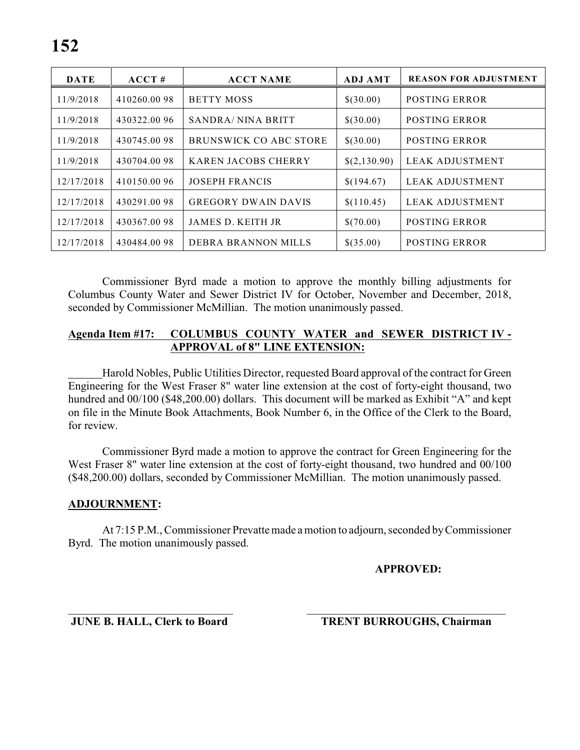| DATE | ACCT # | ACCT NAME | ADJ AMT | REASON FOR ADJUSTMENT |
|---|---|---|---|---|
| 11/9/2018 | 410260.00 98 | BETTY MOSS | $(30.00) | POSTING ERROR |
| 11/9/2018 | 430322.00 96 | SANDRA/ NINA BRITT | $(30.00) | POSTING ERROR |
| 11/9/2018 | 430745.00 98 | BRUNSWICK CO ABC STORE | $(30.00) | POSTING ERROR |
| 11/9/2018 | 430704.00 98 | KAREN JACOBS CHERRY | $(2,130.90) | LEAK ADJUSTMENT |
| 12/17/2018 | 410150.00 96 | JOSEPH FRANCIS | $(194.67) | LEAK ADJUSTMENT |
| 12/17/2018 | 430291.00 98 | GREGORY DWAIN DAVIS | $(110.45) | LEAK ADJUSTMENT |
| 12/17/2018 | 430367.00 98 | JAMES D. KEITH JR | $(70.00) | POSTING ERROR |
| 12/17/2018 | 430484.00 98 | DEBRA BRANNON MILLS | $(35.00) | POSTING ERROR |

Commissioner Byrd made a motion to approve the monthly billing adjustments for Columbus County Water and Sewer District IV for October, November and December, 2018, seconded by Commissioner McMillian. The motion unanimously passed.

**Agenda Item #17: COLUMBUS COUNTY WATER and SEWER DISTRICT IV - APPROVAL of 8" LINE EXTENSION:**

Harold Nobles, Public Utilities Director, requested Board approval of the contract for Green Engineering for the West Fraser 8" water line extension at the cost of forty-eight thousand, two hundred and 00/100 ($48,200.00) dollars. This document will be marked as Exhibit "A" and kept on file in the Minute Book Attachments, Book Number 6, in the Office of the Clerk to the Board, for review.

Commissioner Byrd made a motion to approve the contract for Green Engineering for the West Fraser 8" water line extension at the cost of forty-eight thousand, two hundred and 00/100 ($48,200.00) dollars, seconded by Commissioner McMillian. The motion unanimously passed.

**ADJOURNMENT:**

At 7:15 P.M., Commissioner Prevatte made a motion to adjourn, seconded by Commissioner Byrd. The motion unanimously passed.

**APPROVED:**

\_\_\_\_\_\_\_\_\_\_\_\_\_\_\_\_\_\_\_\_\_\_\_\_\_\_\_\_\_\_ \_\_\_\_\_\_\_\_\_\_\_\_\_\_\_\_\_\_\_\_\_\_\_\_\_\_\_\_\_\_

**JUNE B. HALL, Clerk to Board** **TRENT BURROUGHS, Chairman**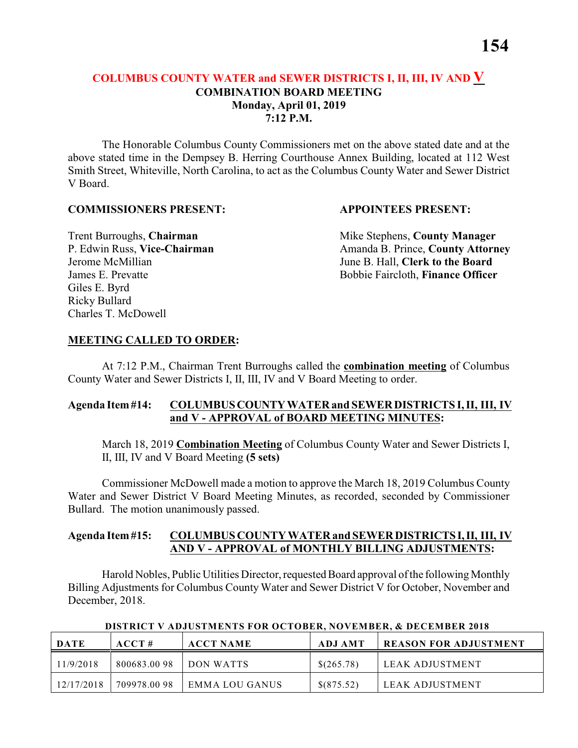## COLUMBUS COUNTY WATER and SEWER DISTRICTS I, II, III, IV AND V
### COMBINATION BOARD MEETING
**Monday, April 01, 2019**
**7:12 P.M.**

The Honorable Columbus County Commissioners met on the above stated date and at the above stated time in the Dempsey B. Herring Courthouse Annex Building, located at 112 West Smith Street, Whiteville, North Carolina, to act as the Columbus County Water and Sewer District V Board.

**COMMISSIONERS PRESENT:**

Trent Burroughs, **Chairman**
P. Edwin Russ, **Vice-Chairman**
Jerome McMillian
James E. Prevatte
Giles E. Byrd
Ricky Bullard
Charles T. McDowell

**APPOINTEES PRESENT:**

Mike Stephens, **County Manager**
Amanda B. Prince, **County Attorney**
June B. Hall, **Clerk to the Board**
Bobbie Faircloth, **Finance Officer**

**MEETING CALLED TO ORDER:**

At 7:12 P.M., Chairman Trent Burroughs called the **combination meeting** of Columbus County Water and Sewer Districts I, II, III, IV and V Board Meeting to order.

**Agenda Item #14: COLUMBUS COUNTY WATER and SEWER DISTRICTS I, II, III, IV and V - APPROVAL of BOARD MEETING MINUTES:**

March 18, 2019 **Combination Meeting** of Columbus County Water and Sewer Districts I, II, III, IV and V Board Meeting **(5 sets)**

Commissioner McDowell made a motion to approve the March 18, 2019 Columbus County Water and Sewer District V Board Meeting Minutes, as recorded, seconded by Commissioner Bullard. The motion unanimously passed.

**Agenda Item #15: COLUMBUS COUNTY WATER and SEWER DISTRICTS I, II, III, IV AND V - APPROVAL of MONTHLY BILLING ADJUSTMENTS:**

Harold Nobles, Public Utilities Director, requested Board approval of the following Monthly Billing Adjustments for Columbus County Water and Sewer District V for October, November and December, 2018.

**DISTRICT V ADJUSTMENTS FOR OCTOBER, NOVEMBER, & DECEMBER 2018**

| DATE | ACCT # | ACCT NAME | ADJ AMT | REASON FOR ADJUSTMENT |
|---|---|---|---|---|
| 11/9/2018 | 800683.00 98 | DON WATTS | $(265.78) | LEAK ADJUSTMENT |
| 12/17/2018 | 709978.00 98 | EMMA LOU GANUS | $(875.52) | LEAK ADJUSTMENT |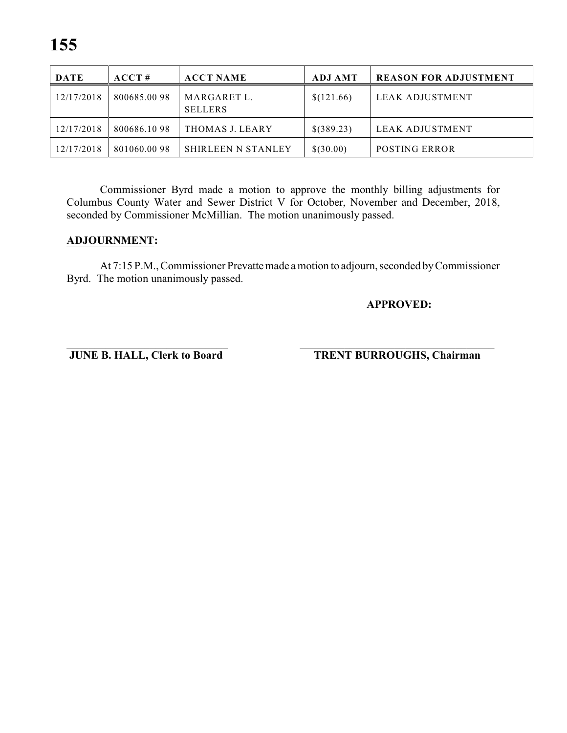| DATE | ACCT # | ACCT NAME | ADJ AMT | REASON FOR ADJUSTMENT |
|---|---|---|---|---|
| 12/17/2018 | 800685.00 98 | MARGARET L. SELLERS | $(121.66) | LEAK ADJUSTMENT |
| 12/17/2018 | 800686.10 98 | THOMAS J. LEARY | $(389.23) | LEAK ADJUSTMENT |
| 12/17/2018 | 801060.00 98 | SHIRLEEN N STANLEY | $(30.00) | POSTING ERROR |

Commissioner Byrd made a motion to approve the monthly billing adjustments for Columbus County Water and Sewer District V for October, November and December, 2018, seconded by Commissioner McMillian. The motion unanimously passed.

**ADJOURNMENT:**

At 7:15 P.M., Commissioner Prevatte made a motion to adjourn, seconded by Commissioner Byrd. The motion unanimously passed.

**APPROVED:**

**JUNE B. HALL, Clerk to Board**

**TRENT BURROUGHS, Chairman**